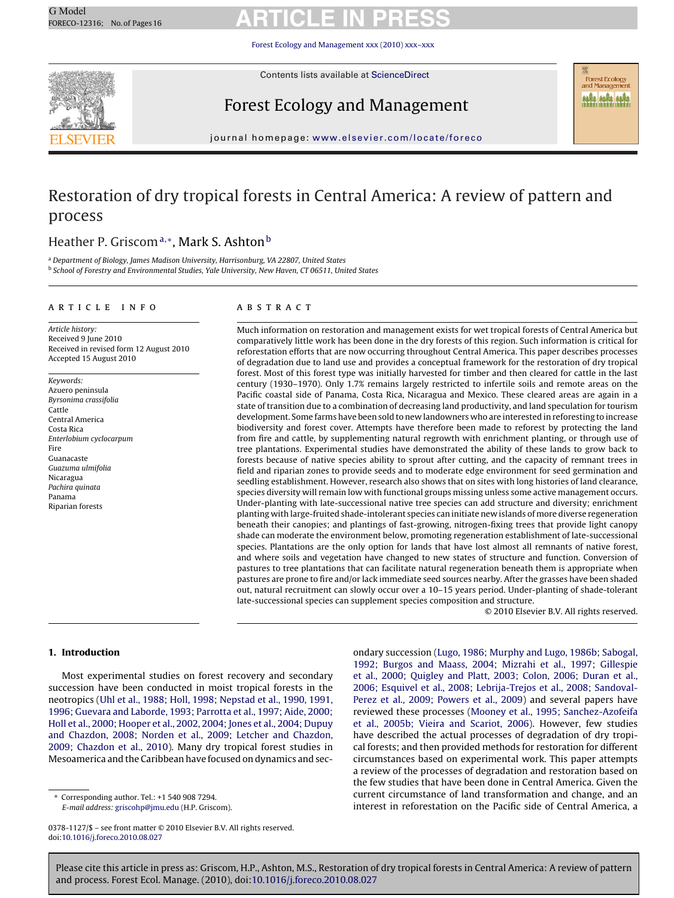# Restoration of dry tropical forests in Central America: A review of pattern and process

Heather P. Griscom[a,*], Mark S. Ashton[b]

[a] Department of Biology, James Madison University, Harrisonburg, VA 22807, United States
[b] School of Forestry and Environmental Studies, Yale University, New Haven, CT 06511, United States

## ARTICLE INFO

*Article history:*
Received 9 June 2010
Received in revised form 12 August 2010
Accepted 15 August 2010

*Keywords:*
Azuero peninsula
*Byrsonima crassifolia*
Cattle
Central America
Costa Rica
*Enterlobium cyclocarpum*
Fire
Guanacaste
*Guazuma ulmifolia*
Nicaragua
*Pachira quinata*
Panama
Riparian forests

## ABSTRACT

Much information on restoration and management exists for wet tropical forests of Central America but comparatively little work has been done in the dry forests of this region. Such information is critical for reforestation efforts that are now occurring throughout Central America. This paper describes processes of degradation due to land use and provides a conceptual framework for the restoration of dry tropical forest. Most of this forest type was initially harvested for timber and then cleared for cattle in the last century (1930–1970). Only 1.7% remains largely restricted to infertile soils and remote areas on the Pacific coastal side of Panama, Costa Rica, Nicaragua and Mexico. These cleared areas are again in a state of transition due to a combination of decreasing land productivity, and land speculation for tourism development. Some farms have been sold to new landowners who are interested in reforesting to increase biodiversity and forest cover. Attempts have therefore been made to reforest by protecting the land from fire and cattle, by supplementing natural regrowth with enrichment planting, or through use of tree plantations. Experimental studies have demonstrated the ability of these lands to grow back to forests because of native species ability to sprout after cutting, and the capacity of remnant trees in field and riparian zones to provide seeds and to moderate edge environment for seed germination and seedling establishment. However, research also shows that on sites with long histories of land clearance, species diversity will remain low with functional groups missing unless some active management occurs. Under-planting with late-successional native tree species can add structure and diversity; enrichment planting with large-fruited shade-intolerant species can initiate new islands of more diverse regeneration beneath their canopies; and plantings of fast-growing, nitrogen-fixing trees that provide light canopy shade can moderate the environment below, promoting regeneration establishment of late-successional species. Plantations are the only option for lands that have lost almost all remnants of native forest, and where soils and vegetation have changed to new states of structure and function. Conversion of pastures to tree plantations that can facilitate natural regeneration beneath them is appropriate when pastures are prone to fire and/or lack immediate seed sources nearby. After the grasses have been shaded out, natural recruitment can slowly occur over a 10–15 years period. Under-planting of shade-tolerant late-successional species can supplement species composition and structure.

© 2010 Elsevier B.V. All rights reserved.

## 1. Introduction

Most experimental studies on forest recovery and secondary succession have been conducted in moist tropical forests in the neotropics (Uhl et al., 1988; Holl, 1998; Nepstad et al., 1990, 1991, 1996; Guevara and Laborde, 1993; Parrotta et al., 1997; Aide, 2000; Holl et al., 2000; Hooper et al., 2002, 2004; Jones et al., 2004; Dupuy and Chazdon, 2008; Norden et al., 2009; Letcher and Chazdon, 2009; Chazdon et al., 2010). Many dry tropical forest studies in Mesoamerica and the Caribbean have focused on dynamics and secondary succession (Lugo, 1986; Murphy and Lugo, 1986b; Sabogal, 1992; Burgos and Maass, 2004; Mizrahi et al., 1997; Gillespie et al., 2000; Quigley and Platt, 2003; Colon, 2006; Duran et al., 2006; Esquivel et al., 2008; Lebrija-Trejos et al., 2008; Sandoval-Perez et al., 2009; Powers et al., 2009) and several papers have reviewed these processes (Mooney et al., 1995; Sanchez-Azofeifa et al., 2005b; Vieira and Scariot, 2006). However, few studies have described the actual processes of degradation of dry tropical forests; and then provided methods for restoration for different circumstances based on experimental work. This paper attempts a review of the processes of degradation and restoration based on the few studies that have been done in Central America. Given the current circumstance of land transformation and change, and an interest in reforestation on the Pacific side of Central America, a

* Corresponding author. Tel.: +1 540 908 7294.
*E-mail address:* griscohp@jmu.edu (H.P. Griscom).

0378-1127/$ – see front matter © 2010 Elsevier B.V. All rights reserved.
doi:10.1016/j.foreco.2010.08.027

Please cite this article in press as: Griscom, H.P., Ashton, M.S., Restoration of dry tropical forests in Central America: A review of pattern and process. Forest Ecol. Manage. (2010), doi:10.1016/j.foreco.2010.08.027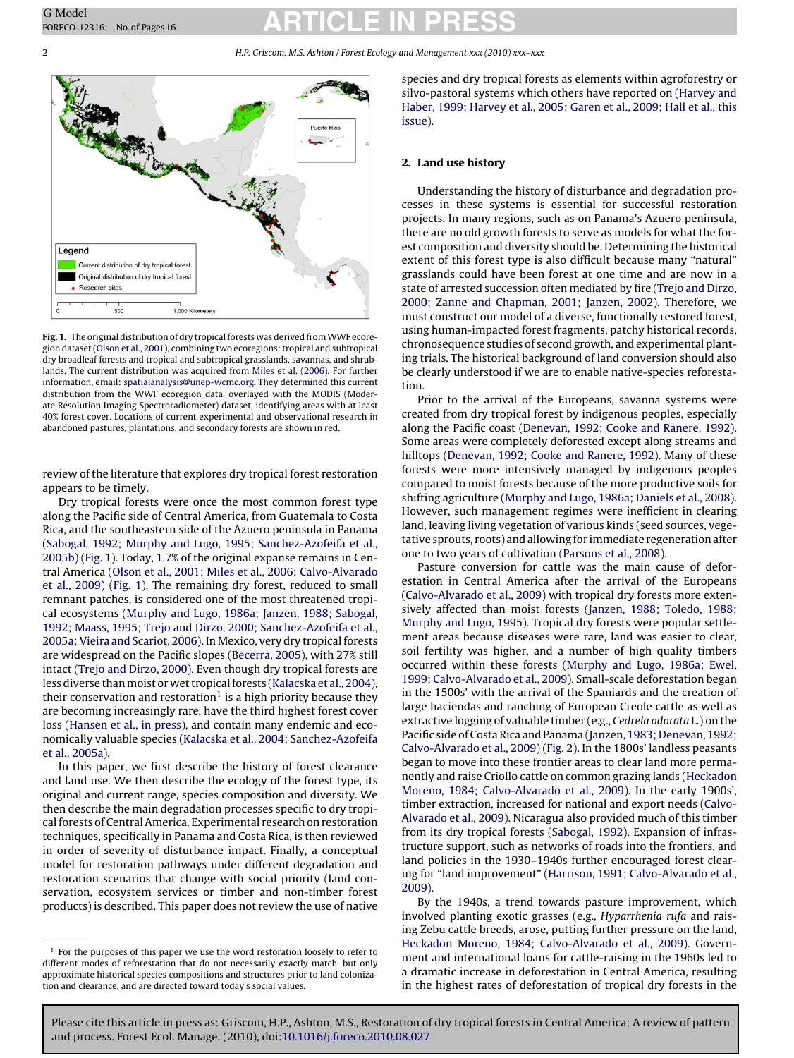**Fig. 1.** The original distribution of dry tropical forests was derived from WWF ecoregion dataset (Olson et al., 2001), combining two ecoregions: tropical and subtropical dry broadleaf forests and tropical and subtropical grasslands, savannas, and shrublands. The current distribution was acquired from Miles et al. (2006). For further information, email: spatialanalysis@unep-wcmc.org. They determined this current distribution from the WWF ecoregion data, overlayed with the MODIS (Moderate Resolution Imaging Spectroradiometer) dataset, identifying areas with at least 40% forest cover. Locations of current experimental and observational research in abandoned pastures, plantations, and secondary forests are shown in red.

review of the literature that explores dry tropical forest restoration appears to be timely.

Dry tropical forests were once the most common forest type along the Pacific side of Central America, from Guatemala to Costa Rica, and the southeastern side of the Azuero peninsula in Panama (Sabogal, 1992; Murphy and Lugo, 1995; Sanchez-Azofeifa et al., 2005b) (Fig. 1). Today, 1.7% of the original expanse remains in Central America (Olson et al., 2001; Miles et al., 2006; Calvo-Alvarado et al., 2009) (Fig. 1). The remaining dry forest, reduced to small remnant patches, is considered one of the most threatened tropical ecosystems (Murphy and Lugo, 1986a; Janzen, 1988; Sabogal, 1992; Maass, 1995; Trejo and Dirzo, 2000; Sanchez-Azofeifa et al., 2005a; Vieira and Scariot, 2006). In Mexico, very dry tropical forests are widespread on the Pacific slopes (Becerra, 2005), with 27% still intact (Trejo and Dirzo, 2000). Even though dry tropical forests are less diverse than moist or wet tropical forests (Kalacska et al., 2004), their conservation and restoration[1] is a high priority because they are becoming increasingly rare, have the third highest forest cover loss (Hansen et al., in press), and contain many endemic and economically valuable species (Kalacska et al., 2004; Sanchez-Azofeifa et al., 2005a).

In this paper, we first describe the history of forest clearance and land use. We then describe the ecology of the forest type, its original and current range, species composition and diversity. We then describe the main degradation processes specific to dry tropical forests of Central America. Experimental research on restoration techniques, specifically in Panama and Costa Rica, is then reviewed in order of severity of disturbance impact. Finally, a conceptual model for restoration pathways under different degradation and restoration scenarios that change with social priority (land conservation, ecosystem services or timber and non-timber forest products) is described. This paper does not review the use of native species and dry tropical forests as elements within agroforestry or silvo-pastoral systems which others have reported on (Harvey and Haber, 1999; Harvey et al., 2005; Garen et al., 2009; Hall et al., this issue).

[1] For the purposes of this paper we use the word restoration loosely to refer to different modes of reforestation that do not necessarily exactly match, but only approximate historical species compositions and structures prior to land colonization and clearance, and are directed toward today's social values.

## 2. Land use history

Understanding the history of disturbance and degradation processes in these systems is essential for successful restoration projects. In many regions, such as on Panama's Azuero peninsula, there are no old growth forests to serve as models for what the forest composition and diversity should be. Determining the historical extent of this forest type is also difficult because many "natural" grasslands could have been forest at one time and are now in a state of arrested succession often mediated by fire (Trejo and Dirzo, 2000; Zanne and Chapman, 2001; Janzen, 2002). Therefore, we must construct our model of a diverse, functionally restored forest, using human-impacted forest fragments, patchy historical records, chronosequence studies of second growth, and experimental planting trials. The historical background of land conversion should also be clearly understood if we are to enable native-species reforestation.

Prior to the arrival of the Europeans, savanna systems were created from dry tropical forest by indigenous peoples, especially along the Pacific coast (Denevan, 1992; Cooke and Ranere, 1992). Some areas were completely deforested except along streams and hilltops (Denevan, 1992; Cooke and Ranere, 1992). Many of these forests were more intensively managed by indigenous peoples compared to moist forests because of the more productive soils for shifting agriculture (Murphy and Lugo, 1986a; Daniels et al., 2008). However, such management regimes were inefficient in clearing land, leaving living vegetation of various kinds (seed sources, vegetative sprouts, roots) and allowing for immediate regeneration after one to two years of cultivation (Parsons et al., 2008).

Pasture conversion for cattle was the main cause of deforestation in Central America after the arrival of the Europeans (Calvo-Alvarado et al., 2009) with tropical dry forests more extensively affected than moist forests (Janzen, 1988; Toledo, 1988; Murphy and Lugo, 1995). Tropical dry forests were popular settlement areas because diseases were rare, land was easier to clear, soil fertility was higher, and a number of high quality timbers occurred within these forests (Murphy and Lugo, 1986a; Ewel, 1999; Calvo-Alvarado et al., 2009). Small-scale deforestation began in the 1500s' with the arrival of the Spaniards and the creation of large haciendas and ranching of European Creole cattle as well as extractive logging of valuable timber (e.g., *Cedrela odorata* L.) on the Pacific side of Costa Rica and Panama (Janzen, 1983; Denevan, 1992; Calvo-Alvarado et al., 2009) (Fig. 2). In the 1800s' landless peasants began to move into these frontier areas to clear land more permanently and raise Criollo cattle on common grazing lands (Heckadon Moreno, 1984; Calvo-Alvarado et al., 2009). In the early 1900s', timber extraction, increased for national and export needs (Calvo-Alvarado et al., 2009). Nicaragua also provided much of this timber from its dry tropical forests (Sabogal, 1992). Expansion of infrastructure support, such as networks of roads into the frontiers, and land policies in the 1930–1940s further encouraged forest clearing for "land improvement" (Harrison, 1991; Calvo-Alvarado et al., 2009).

By the 1940s, a trend towards pasture improvement, which involved planting exotic grasses (e.g., *Hyparrhenia rufa* and raising Zebu cattle breeds, arose, putting further pressure on the land, Heckadon Moreno, 1984; Calvo-Alvarado et al., 2009). Government and international loans for cattle-raising in the 1960s led to a dramatic increase in deforestation in Central America, resulting in the highest rates of deforestation of tropical dry forests in the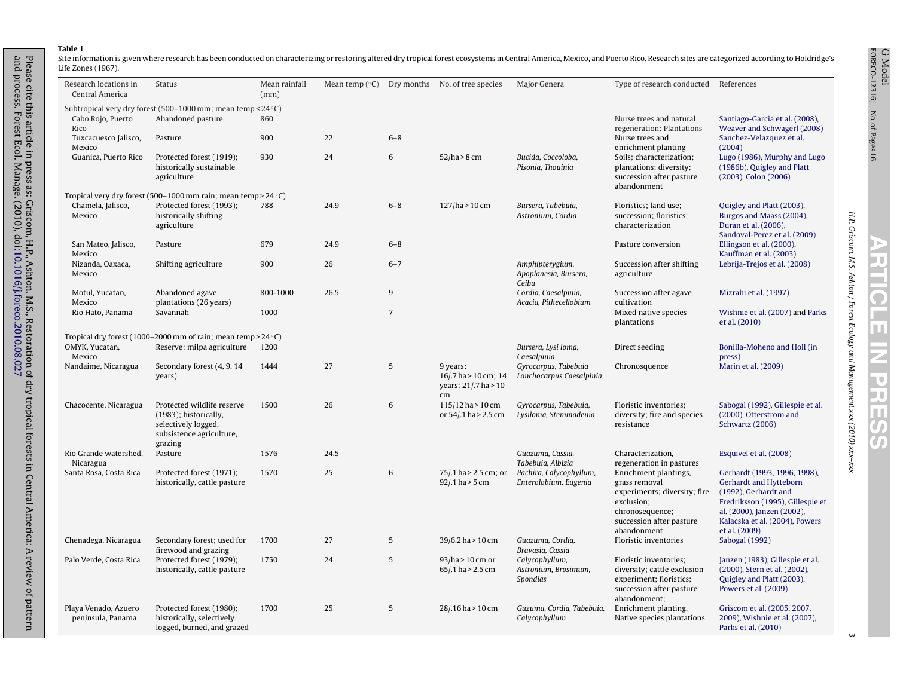**Table 1**

Site information is given where research has been conducted on characterizing or restoring altered dry tropical forest ecosystems in Central America, Mexico, and Puerto Rico. Research sites are categorized according to Holdridge's Life Zones (1967).

| Research locations in Central America | Status | Mean rainfall (mm) | Mean temp (°C) | Dry months | No. of tree species | Major Genera | Type of research conducted | References |
|---|---|---|---|---|---|---|---|---|
| Subtropical very dry forest (500–1000 mm; mean temp < 24 °C) | | | | | | | | |
| Cabo Rojo, Puerto Rico | Abandoned pasture | 860 | | | | | Nurse trees and natural regeneration; Plantations | Santiago-Garcia et al. (2008), Weaver and Schwagerl (2008) |
| Tuxcacuesco Jalisco, Mexico | Pasture | 900 | 22 | 6–8 | | | Nurse trees and enrichment planting | Sanchez-Velazquez et al. (2004) |
| Guanica, Puerto Rico | Protected forest (1919); historically sustainable agriculture | 930 | 24 | 6 | 52/ha > 8 cm | *Bucida, Coccoloba, Pisonia, Thouinia* | Soils; characterization; plantations; diversity; succession after pasture abandonment | Lugo (1986), Murphy and Lugo (1986b), Quigley and Platt (2003), Colon (2006) |
| Tropical very dry forest (500–1000 mm rain; mean temp > 24 °C) | | | | | | | | |
| Chamela, Jalisco, Mexico | Protected forest (1993); historically shifting agriculture | 788 | 24.9 | 6–8 | 127/ha > 10 cm | *Bursera, Tabebuia, Astronium, Cordia* | Floristics; land use; succession; floristics; characterization | Quigley and Platt (2003), Burgos and Maass (2004), Duran et al. (2006), Sandoval-Perez et al. (2009) |
| San Mateo, Jalisco, Mexico | Pasture | 679 | 24.9 | 6–8 | | | Pasture conversion | Ellingson et al. (2000), Kauffman et al. (2003) |
| Nizanda, Oaxaca, Mexico | Shifting agriculture | 900 | 26 | 6–7 | | *Amphipterygium, Apoplanesia, Bursera, Ceiba* | Succession after shifting agriculture | Lebrija-Trejos et al. (2008) |
| Motul, Yucatan, Mexico | Abandoned agave plantations (26 years) | 800-1000 | 26.5 | 9 | | *Cordia, Caesalpinia, Acacia, Pithecellobium* | Succession after agave cultivation | Mizrahi et al. (1997) |
| Rio Hato, Panama | Savannah | 1000 | | 7 | | | Mixed native species plantations | Wishnie et al. (2007) and Parks et al. (2010) |
| Tropical dry forest (1000–2000 mm of rain; mean temp > 24 °C) | | | | | | | | |
| OMYK, Yucatan, Mexico | Reserve; milpa agriculture | 1200 | | | | *Bursera, Lysi loma, Caesalpinia* | Direct seeding | Bonilla-Moheno and Holl (in press) |
| Nandaime, Nicaragua | Secondary forest (4, 9, 14 years) | 1444 | 27 | 5 | 9 years: 16/.7 ha > 10 cm; 14 years: 21/.7 ha > 10 cm | *Gyrocarpus, Tabebuia Lonchocarpus Caesalpinia* | Chronosquence | Marin et al. (2009) |
| Chacocente, Nicaragua | Protected wildlife reserve (1983); historically, selectively logged, subsistence agriculture, grazing | 1500 | 26 | 6 | 115/12 ha > 10 cm or 54/.1 ha > 2.5 cm | *Gyrocarpus, Tabebuia, Lysiloma, Stemmadenia* | Floristic inventories; diversity; fire and species resistance | Sabogal (1992), Gillespie et al. (2000), Otterstrom and Schwartz (2006) |
| Rio Grande watershed, Nicaragua | Pasture | 1576 | 24.5 | | | *Guazuma, Cassia, Tabebuia, Albizia* | Characterization, regeneration in pastures | Esquivel et al. (2008) |
| Santa Rosa, Costa Rica | Protected forest (1971); historically, cattle pasture | 1570 | 25 | 6 | 75/.1 ha > 2.5 cm; or 92/.1 ha > 5 cm | *Pachira, Calycophyllum, Enterolobium, Eugenia* | Enrichment plantings, grass removal experiments; diversity; fire exclusion; chronosequence; succession after pasture abandonment | Gerhardt (1993, 1996, 1998), Gerhardt and Hytteborn (1992), Gerhardt and Fredriksson (1995), Gillespie et al. (2000), Janzen (2002), Kalacska et al. (2004), Powers et al. (2009) |
| Chenadega, Nicaragua | Secondary forest; used for firewood and grazing | 1700 | 27 | 5 | 39/6.2 ha > 10 cm | *Guazuma, Cordia, Bravasia, Cassia* | Floristic inventories | Sabogal (1992) |
| Palo Verde, Costa Rica | Protected forest (1979); historically, cattle pasture | 1750 | 24 | 5 | 93/ha > 10 cm or 65/.1 ha > 2.5 cm | *Calycophyllum, Astronium, Brosimum, Spondias* | Floristic inventories; diversity; cattle exclusion experiment; floristics; succession after pasture abandonment; | Janzen (1983), Gillespie et al. (2000), Stern et al. (2002), Quigley and Platt (2003), Powers et al. (2009) |
| Playa Venado, Azuero peninsula, Panama | Protected forest (1980); historically, selectively logged, burned, and grazed | 1700 | 25 | 5 | 28/.16 ha > 10 cm | *Guzuma, Cordia, Tabebuia, Calycophyllum* | Enrichment planting, Native species plantations | Griscom et al. (2005, 2007, 2009), Wishnie et al. (2007), Parks et al. (2010) |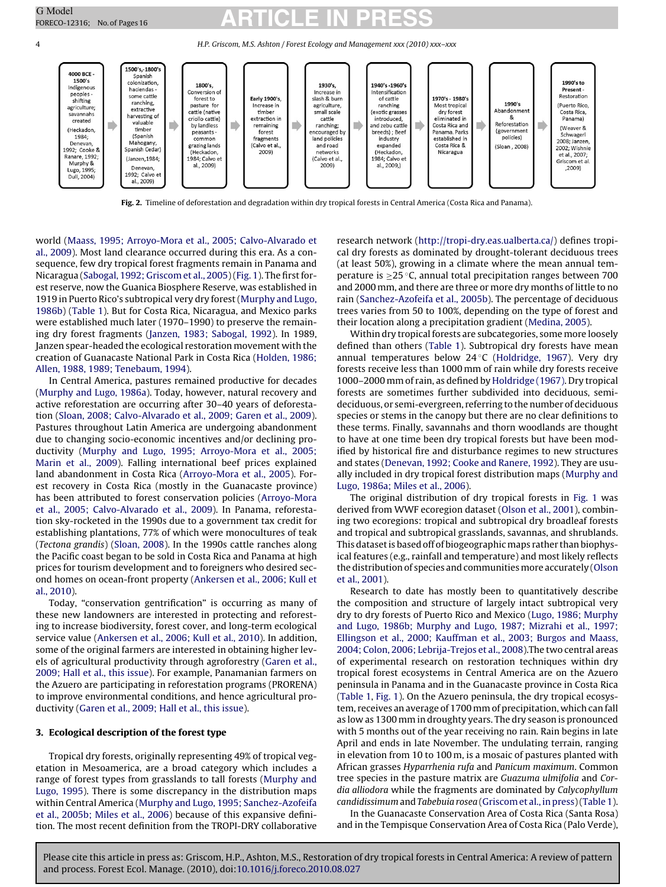4000 BCE - 1500's Indigenous peoples - shifting agriculture; savannahs created (Heckadon, 1984; Denevan, 1992; Cooke & Ranere, 1992; Murphy & Lugo, 1995; Dull, 2004)

1500's,-1800's Spanish colonization, haciendas - some cattle ranching, extractive harvesting of valuable timber (Spanish Mahogany, Spanish Cedar) (Janzen,1984; Denevan, 1992; Calvo et al., 2009)

1800's, Conversion of forest to pasture for cattle (native criollo cattle) by landless peasants - common grazing lands (Heckadon, 1984; Calvo et al., 2009)

Early 1900's, Increase in timber extraction in remaining forest fragments (Calvo et al., 2009)

1930's, Increase in slash & burn agriculture, small scale cattle ranching; encouraged by land policies and road networks (Calvo et al., 2009)

1940's -1960's Intensification of cattle ranching (exotic grasses introduced, and zebu cattle breeds) ; Beef industry expanded (Heckadon, 1984; Calvo et al., 2009,)

1970's - 1980's Most tropical dry forest eliminated in Costa Rica and Panama. Parks established in Costa Rica & Nicaragua

1990's Abandonment & Reforestation (government policies) (Sloan , 2008)

1990's to Present - Restoration (Puerto Rico, Costa Rica, Panama) (Weaver & Schwagerl 2008; Janzen, 2002; Wishnie et al., 2007; Griscom et al. ,2009)

**Fig. 2.** Timeline of deforestation and degradation within dry tropical forests in Central America (Costa Rica and Panama).

world (Maass, 1995; Arroyo-Mora et al., 2005; Calvo-Alvarado et al., 2009). Most land clearance occurred during this era. As a consequence, few dry tropical forest fragments remain in Panama and Nicaragua (Sabogal, 1992; Griscom et al., 2005) (Fig. 1). The first forest reserve, now the Guanica Biosphere Reserve, was established in 1919 in Puerto Rico's subtropical very dry forest (Murphy and Lugo, 1986b) (Table 1). But for Costa Rica, Nicaragua, and Mexico parks were established much later (1970–1990) to preserve the remaining dry forest fragments (Janzen, 1983; Sabogal, 1992). In 1989, Janzen spear-headed the ecological restoration movement with the creation of Guanacaste National Park in Costa Rica (Holden, 1986; Allen, 1988, 1989; Tenebaum, 1994).

In Central America, pastures remained productive for decades (Murphy and Lugo, 1986a). Today, however, natural recovery and active reforestation are occurring after 30–40 years of deforestation (Sloan, 2008; Calvo-Alvarado et al., 2009; Garen et al., 2009). Pastures throughout Latin America are undergoing abandonment due to changing socio-economic incentives and/or declining productivity (Murphy and Lugo, 1995; Arroyo-Mora et al., 2005; Marin et al., 2009). Falling international beef prices explained land abandonment in Costa Rica (Arroyo-Mora et al., 2005). Forest recovery in Costa Rica (mostly in the Guanacaste province) has been attributed to forest conservation policies (Arroyo-Mora et al., 2005; Calvo-Alvarado et al., 2009). In Panama, reforestation sky-rocketed in the 1990s due to a government tax credit for establishing plantations, 77% of which were monocultures of teak (*Tectona grandis*) (Sloan, 2008). In the 1990s cattle ranches along the Pacific coast began to be sold in Costa Rica and Panama at high prices for tourism development and to foreigners who desired second homes on ocean-front property (Ankersen et al., 2006; Kull et al., 2010).

Today, "conservation gentrification" is occurring as many of these new landowners are interested in protecting and reforesting to increase biodiversity, forest cover, and long-term ecological service value (Ankersen et al., 2006; Kull et al., 2010). In addition, some of the original farmers are interested in obtaining higher levels of agricultural productivity through agroforestry (Garen et al., 2009; Hall et al., this issue). For example, Panamanian farmers on the Azuero are participating in reforestation programs (PRORENA) to improve environmental conditions, and hence agricultural productivity (Garen et al., 2009; Hall et al., this issue).

## 3. Ecological description of the forest type

Tropical dry forests, originally representing 49% of tropical vegetation in Mesoamerica, are a broad category which includes a range of forest types from grasslands to tall forests (Murphy and Lugo, 1995). There is some discrepancy in the distribution maps within Central America (Murphy and Lugo, 1995; Sanchez-Azofeifa et al., 2005b; Miles et al., 2006) because of this expansive definition. The most recent definition from the TROPI-DRY collaborative research network (http://tropi-dry.eas.ualberta.ca/) defines tropical dry forests as dominated by drought-tolerant deciduous trees (at least 50%), growing in a climate where the mean annual temperature is ≥25 °C, annual total precipitation ranges between 700 and 2000 mm, and there are three or more dry months of little to no rain (Sanchez-Azofeifa et al., 2005b). The percentage of deciduous trees varies from 50 to 100%, depending on the type of forest and their location along a precipitation gradient (Medina, 2005).

Within dry tropical forests are subcategories, some more loosely defined than others (Table 1). Subtropical dry forests have mean annual temperatures below 24 °C (Holdridge, 1967). Very dry forests receive less than 1000 mm of rain while dry forests receive 1000–2000 mm of rain, as defined by Holdridge (1967). Dry tropical forests are sometimes further subdivided into deciduous, semi-deciduous, or semi-evergreen, referring to the number of deciduous species or stems in the canopy but there are no clear definitions to these terms. Finally, savannahs and thorn woodlands are thought to have at one time been dry tropical forests but have been modified by historical fire and disturbance regimes to new structures and states (Denevan, 1992; Cooke and Ranere, 1992). They are usually included in dry tropical forest distribution maps (Murphy and Lugo, 1986a; Miles et al., 2006).

The original distribution of dry tropical forests in Fig. 1 was derived from WWF ecoregion dataset (Olson et al., 2001), combining two ecoregions: tropical and subtropical dry broadleaf forests and tropical and subtropical grasslands, savannas, and shrublands. This dataset is based off of biogeographic maps rather than biophysical features (e.g., rainfall and temperature) and most likely reflects the distribution of species and communities more accurately (Olson et al., 2001).

Research to date has mostly been to quantitatively describe the composition and structure of largely intact subtropical very dry to dry forests of Puerto Rico and Mexico (Lugo, 1986; Murphy and Lugo, 1986b; Murphy and Lugo, 1987; Mizrahi et al., 1997; Ellingson et al., 2000; Kauffman et al., 2003; Burgos and Maass, 2004; Colon, 2006; Lebrija-Trejos et al., 2008).The two central areas of experimental research on restoration techniques within dry tropical forest ecosystems in Central America are on the Azuero peninsula in Panama and in the Guanacaste province in Costa Rica (Table 1, Fig. 1). On the Azuero peninsula, the dry tropical ecosystem, receives an average of 1700 mm of precipitation, which can fall as low as 1300 mm in droughty years. The dry season is pronounced with 5 months out of the year receiving no rain. Rain begins in late April and ends in late November. The undulating terrain, ranging in elevation from 10 to 100 m, is a mosaic of pastures planted with African grasses *Hyparrhenia rufa* and *Panicum maximum*. Common tree species in the pasture matrix are *Guazuma ulmifolia* and *Cordia alliodora* while the fragments are dominated by *Calycophyllum candidissimum* and *Tabebuia rosea* (Griscom et al., in press) (Table 1).

In the Guanacaste Conservation Area of Costa Rica (Santa Rosa) and in the Tempisque Conservation Area of Costa Rica (Palo Verde),

Please cite this article in press as: Griscom, H.P., Ashton, M.S., Restoration of dry tropical forests in Central America: A review of pattern and process. Forest Ecol. Manage. (2010), doi:10.1016/j.foreco.2010.08.027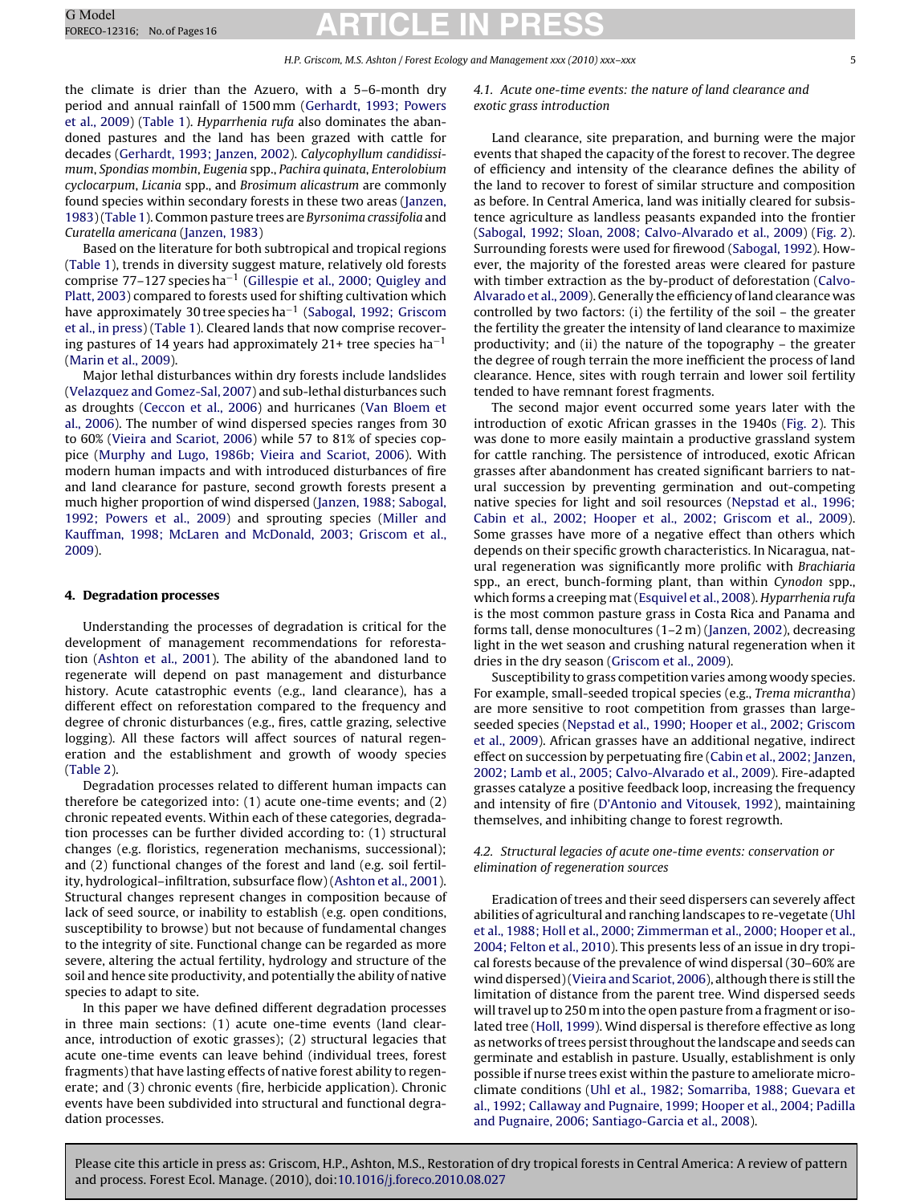the climate is drier than the Azuero, with a 5–6-month dry period and annual rainfall of 1500 mm (Gerhardt, 1993; Powers et al., 2009) (Table 1). *Hyparrhenia rufa* also dominates the abandoned pastures and the land has been grazed with cattle for decades (Gerhardt, 1993; Janzen, 2002). *Calycophyllum candidissimum*, *Spondias mombin*, *Eugenia* spp., *Pachira quinata*, *Enterolobium cyclocarpum*, *Licania* spp., and *Brosimum alicastrum* are commonly found species within secondary forests in these two areas (Janzen, 1983) (Table 1). Common pasture trees are *Byrsonima crassifolia* and *Curatella americana* (Janzen, 1983)

Based on the literature for both subtropical and tropical regions (Table 1), trends in diversity suggest mature, relatively old forests comprise 77–127 species $ha^{-1}$ (Gillespie et al., 2000; Quigley and Platt, 2003) compared to forests used for shifting cultivation which have approximately 30 tree species $ha^{-1}$ (Sabogal, 1992; Griscom et al., in press) (Table 1). Cleared lands that now comprise recovering pastures of 14 years had approximately 21+ tree species $ha^{-1}$ (Marin et al., 2009).

Major lethal disturbances within dry forests include landslides (Velazquez and Gomez-Sal, 2007) and sub-lethal disturbances such as droughts (Ceccon et al., 2006) and hurricanes (Van Bloem et al., 2006). The number of wind dispersed species ranges from 30 to 60% (Vieira and Scariot, 2006) while 57 to 81% of species coppice (Murphy and Lugo, 1986b; Vieira and Scariot, 2006). With modern human impacts and with introduced disturbances of fire and land clearance for pasture, second growth forests present a much higher proportion of wind dispersed (Janzen, 1988; Sabogal, 1992; Powers et al., 2009) and sprouting species (Miller and Kauffman, 1998; McLaren and McDonald, 2003; Griscom et al., 2009).

## 4. Degradation processes

Understanding the processes of degradation is critical for the development of management recommendations for reforestation (Ashton et al., 2001). The ability of the abandoned land to regenerate will depend on past management and disturbance history. Acute catastrophic events (e.g., land clearance), has a different effect on reforestation compared to the frequency and degree of chronic disturbances (e.g., fires, cattle grazing, selective logging). All these factors will affect sources of natural regeneration and the establishment and growth of woody species (Table 2).

Degradation processes related to different human impacts can therefore be categorized into: (1) acute one-time events; and (2) chronic repeated events. Within each of these categories, degradation processes can be further divided according to: (1) structural changes (e.g. floristics, regeneration mechanisms, successional); and (2) functional changes of the forest and land (e.g. soil fertility, hydrological–infiltration, subsurface flow) (Ashton et al., 2001). Structural changes represent changes in composition because of lack of seed source, or inability to establish (e.g. open conditions, susceptibility to browse) but not because of fundamental changes to the integrity of site. Functional change can be regarded as more severe, altering the actual fertility, hydrology and structure of the soil and hence site productivity, and potentially the ability of native species to adapt to site.

In this paper we have defined different degradation processes in three main sections: (1) acute one-time events (land clearance, introduction of exotic grasses); (2) structural legacies that acute one-time events can leave behind (individual trees, forest fragments) that have lasting effects of native forest ability to regenerate; and (3) chronic events (fire, herbicide application). Chronic events have been subdivided into structural and functional degradation processes.

### 4.1. Acute one-time events: the nature of land clearance and exotic grass introduction

Land clearance, site preparation, and burning were the major events that shaped the capacity of the forest to recover. The degree of efficiency and intensity of the clearance defines the ability of the land to recover to forest of similar structure and composition as before. In Central America, land was initially cleared for subsistence agriculture as landless peasants expanded into the frontier (Sabogal, 1992; Sloan, 2008; Calvo-Alvarado et al., 2009) (Fig. 2). Surrounding forests were used for firewood (Sabogal, 1992). However, the majority of the forested areas were cleared for pasture with timber extraction as the by-product of deforestation (Calvo-Alvarado et al., 2009). Generally the efficiency of land clearance was controlled by two factors: (i) the fertility of the soil – the greater the fertility the greater the intensity of land clearance to maximize productivity; and (ii) the nature of the topography – the greater the degree of rough terrain the more inefficient the process of land clearance. Hence, sites with rough terrain and lower soil fertility tended to have remnant forest fragments.

The second major event occurred some years later with the introduction of exotic African grasses in the 1940s (Fig. 2). This was done to more easily maintain a productive grassland system for cattle ranching. The persistence of introduced, exotic African grasses after abandonment has created significant barriers to natural succession by preventing germination and out-competing native species for light and soil resources (Nepstad et al., 1996; Cabin et al., 2002; Hooper et al., 2002; Griscom et al., 2009). Some grasses have more of a negative effect than others which depends on their specific growth characteristics. In Nicaragua, natural regeneration was significantly more prolific with *Brachiaria* spp., an erect, bunch-forming plant, than within *Cynodon* spp., which forms a creeping mat (Esquivel et al., 2008). *Hyparrhenia rufa* is the most common pasture grass in Costa Rica and Panama and forms tall, dense monocultures (1–2 m) (Janzen, 2002), decreasing light in the wet season and crushing natural regeneration when it dries in the dry season (Griscom et al., 2009).

Susceptibility to grass competition varies among woody species. For example, small-seeded tropical species (e.g., *Trema micrantha*) are more sensitive to root competition from grasses than large-seeded species (Nepstad et al., 1990; Hooper et al., 2002; Griscom et al., 2009). African grasses have an additional negative, indirect effect on succession by perpetuating fire (Cabin et al., 2002; Janzen, 2002; Lamb et al., 2005; Calvo-Alvarado et al., 2009). Fire-adapted grasses catalyze a positive feedback loop, increasing the frequency and intensity of fire (D'Antonio and Vitousek, 1992), maintaining themselves, and inhibiting change to forest regrowth.

### 4.2. Structural legacies of acute one-time events: conservation or elimination of regeneration sources

Eradication of trees and their seed dispersers can severely affect abilities of agricultural and ranching landscapes to re-vegetate (Uhl et al., 1988; Holl et al., 2000; Zimmerman et al., 2000; Hooper et al., 2004; Felton et al., 2010). This presents less of an issue in dry tropical forests because of the prevalence of wind dispersal (30–60% are wind dispersed) (Vieira and Scariot, 2006), although there is still the limitation of distance from the parent tree. Wind dispersed seeds will travel up to 250 m into the open pasture from a fragment or isolated tree (Holl, 1999). Wind dispersal is therefore effective as long as networks of trees persist throughout the landscape and seeds can germinate and establish in pasture. Usually, establishment is only possible if nurse trees exist within the pasture to ameliorate microclimate conditions (Uhl et al., 1982; Somarriba, 1988; Guevara et al., 1992; Callaway and Pugnaire, 1999; Hooper et al., 2004; Padilla and Pugnaire, 2006; Santiago-Garcia et al., 2008).

Please cite this article in press as: Griscom, H.P., Ashton, M.S., Restoration of dry tropical forests in Central America: A review of pattern and process. Forest Ecol. Manage. (2010), doi:10.1016/j.foreco.2010.08.027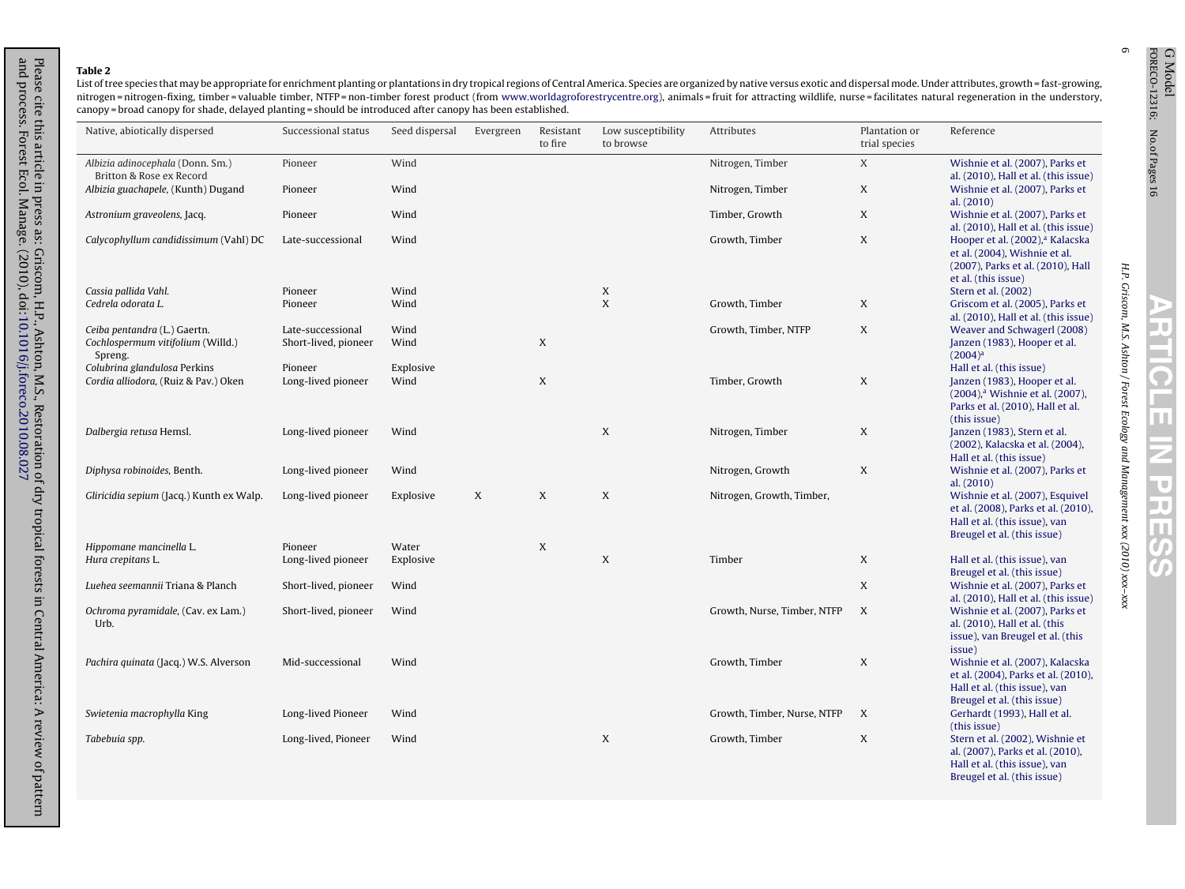**Table 2**
List of tree species that may be appropriate for enrichment planting or plantations in dry tropical regions of Central America. Species are organized by native versus exotic and dispersal mode. Under attributes, growth = fast-growing, nitrogen = nitrogen-fixing, timber = valuable timber, NTFP = non-timber forest product (from www.worldagroforestrycentre.org), animals = fruit for attracting wildlife, nurse = facilitates natural regeneration in the understory, canopy = broad canopy for shade, delayed planting = should be introduced after canopy has been established.

| Native, abiotically dispersed | Successional status | Seed dispersal | Evergreen | Resistant to fire | Low susceptibility to browse | Attributes | Plantation or trial species | Reference |
|---|---|---|---|---|---|---|---|---|
| *Albizia adinocephala* (Donn. Sm.) Britton & Rose ex Record | Pioneer | Wind | | | | Nitrogen, Timber | X | Wishnie et al. (2007), Parks et al. (2010), Hall et al. (this issue) |
| *Albizia guachapele*, (Kunth) Dugand | Pioneer | Wind | | | | Nitrogen, Timber | X | Wishnie et al. (2007), Parks et al. (2010) |
| *Astronium graveolens*, Jacq. | Pioneer | Wind | | | | Timber, Growth | X | Wishnie et al. (2007), Parks et al. (2010), Hall et al. (this issue) |
| *Calycophyllum candidissimum* (Vahl) DC | Late-successional | Wind | | | | Growth, Timber | X | Hooper et al. (2002),[a] Kalacska et al. (2004), Wishnie et al. (2007), Parks et al. (2010), Hall et al. (this issue) |
| *Cassia pallida Vahl.* | Pioneer | Wind | | | X | | | Stern et al. (2002) |
| *Cedrela odorata L.* | Pioneer | Wind | | | X | Growth, Timber | X | Griscom et al. (2005), Parks et al. (2010), Hall et al. (this issue) |
| *Ceiba pentandra* (L.) Gaertn. | Late-successional | Wind | | | | Growth, Timber, NTFP | X | Weaver and Schwagerl (2008) |
| *Cochlospermum vitifolium* (Willd.) Spreng. | Short-lived, pioneer | Wind | | X | | | | Janzen (1983), Hooper et al. (2004)[a] |
| *Colubrina glandulosa* Perkins | Pioneer | Explosive | | | | | | Hall et al. (this issue) |
| *Cordia alliodora*, (Ruiz & Pav.) Oken | Long-lived pioneer | Wind | | X | | Timber, Growth | X | Janzen (1983), Hooper et al. (2004),[a] Wishnie et al. (2007), Parks et al. (2010), Hall et al. (this issue) |
| *Dalbergia retusa* Hemsl. | Long-lived pioneer | Wind | | | X | Nitrogen, Timber | X | Janzen (1983), Stern et al. (2002), Kalacska et al. (2004), Hall et al. (this issue) |
| *Diphysa robinoides*, Benth. | Long-lived pioneer | Wind | | | | Nitrogen, Growth | X | Wishnie et al. (2007), Parks et al. (2010) |
| *Gliricidia sepium* (Jacq.) Kunth ex Walp. | Long-lived pioneer | Explosive | X | X | X | Nitrogen, Growth, Timber, | | Wishnie et al. (2007), Esquivel et al. (2008), Parks et al. (2010), Hall et al. (this issue), van Breugel et al. (this issue) |
| *Hippomane mancinella* L. | Pioneer | Water | | X | | | | |
| *Hura crepitans* L. | Long-lived pioneer | Explosive | | | X | Timber | X | Hall et al. (this issue), van Breugel et al. (this issue) |
| *Luehea seemannii* Triana & Planch | Short-lived, pioneer | Wind | | | | | X | Wishnie et al. (2007), Parks et al. (2010), Hall et al. (this issue) |
| *Ochroma pyramidale*, (Cav. ex Lam.) Urb. | Short-lived, pioneer | Wind | | | | Growth, Nurse, Timber, NTFP | X | Wishnie et al. (2007), Parks et al. (2010), Hall et al. (this issue), van Breugel et al. (this issue) |
| *Pachira quinata* (Jacq.) W.S. Alverson | Mid-successional | Wind | | | | Growth, Timber | X | Wishnie et al. (2007), Kalacska et al. (2004), Parks et al. (2010), Hall et al. (this issue), van Breugel et al. (this issue) |
| *Swietenia macrophylla* King | Long-lived Pioneer | Wind | | | | Growth, Timber, Nurse, NTFP | X | Gerhardt (1993), Hall et al. (this issue) |
| *Tabebuia spp.* | Long-lived, Pioneer | Wind | | | X | Growth, Timber | X | Stern et al. (2002), Wishnie et al. (2007), Parks et al. (2010), Hall et al. (this issue), van Breugel et al. (this issue) |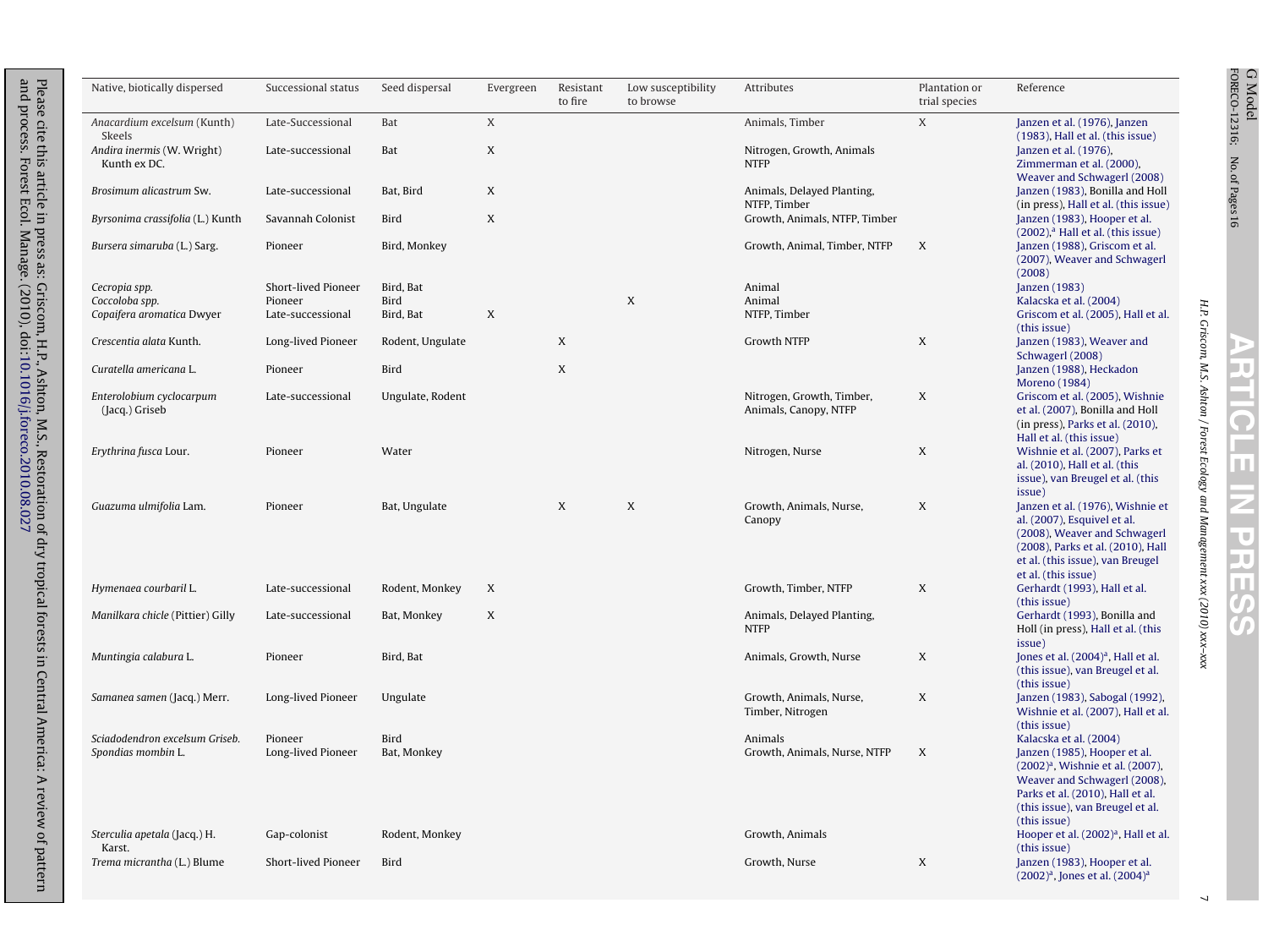| Native, biotically dispersed | Successional status | Seed dispersal | Evergreen | Resistant to fire | Low susceptibility to browse | Attributes | Plantation or trial species | Reference |
|---|---|---|---|---|---|---|---|---|
| *Anacardium excelsum* (Kunth) Skeels | Late-Successional | Bat | X | | | Animals, Timber | X | Janzen et al. (1976), Janzen (1983), Hall et al. (this issue) |
| *Andira inermis* (W. Wright) Kunth ex DC. | Late-successional | Bat | X | | | Nitrogen, Growth, Animals NTFP | | Janzen et al. (1976), Zimmerman et al. (2000), Weaver and Schwagerl (2008) |
| *Brosimum alicastrum* Sw. | Late-successional | Bat, Bird | X | | | Animals, Delayed Planting, NTFP, Timber | | Janzen (1983), Bonilla and Holl (in press), Hall et al. (this issue) |
| *Byrsonima crassifolia* (L.) Kunth | Savannah Colonist | Bird | X | | | Growth, Animals, NTFP, Timber | | Janzen (1983), Hooper et al. (2002)[a], Hall et al. (this issue) |
| *Bursera simaruba* (L.) Sarg. | Pioneer | Bird, Monkey | | | | Growth, Animal, Timber, NTFP | X | Janzen (1988), Griscom et al. (2007), Weaver and Schwagerl (2008) |
| *Cecropia spp.* | Short-lived Pioneer | Bird, Bat | | | | Animal | | Janzen (1983) |
| *Coccoloba spp.* | Pioneer | Bird | | | X | Animal | | Kalacska et al. (2004) |
| *Copaifera aromatica* Dwyer | Late-successional | Bird, Bat | X | | | NTFP, Timber | | Griscom et al. (2005), Hall et al. (this issue) |
| *Crescentia alata* Kunth. | Long-lived Pioneer | Rodent, Ungulate | | X | | Growth NTFP | X | Janzen (1983), Weaver and Schwagerl (2008) |
| *Curatella americana* L. | Pioneer | Bird | | X | | | | Janzen (1988), Heckadon Moreno (1984) |
| *Enterolobium cyclocarpum* (Jacq.) Griseb | Late-successional | Ungulate, Rodent | | | | Nitrogen, Growth, Timber, Animals, Canopy, NTFP | X | Griscom et al. (2005), Wishnie et al. (2007), Bonilla and Holl (in press), Parks et al. (2010), Hall et al. (this issue) |
| *Erythrina fusca* Lour. | Pioneer | Water | | | | Nitrogen, Nurse | X | Wishnie et al. (2007), Parks et al. (2010), Hall et al. (this issue), van Breugel et al. (this issue) |
| *Guazuma ulmifolia* Lam. | Pioneer | Bat, Ungulate | | X | X | Growth, Animals, Nurse, Canopy | X | Janzen et al. (1976), Wishnie et al. (2007), Esquivel et al. (2008), Weaver and Schwagerl (2008), Parks et al. (2010), Hall et al. (this issue), van Breugel et al. (this issue) |
| *Hymenaea courbaril* L. | Late-successional | Rodent, Monkey | X | | | Growth, Timber, NTFP | X | Gerhardt (1993), Hall et al. (this issue) |
| *Manilkara chicle* (Pittier) Gilly | Late-successional | Bat, Monkey | X | | | Animals, Delayed Planting, NTFP | | Gerhardt (1993), Bonilla and Holl (in press), Hall et al. (this issue) |
| *Muntingia calabura* L. | Pioneer | Bird, Bat | | | | Animals, Growth, Nurse | X | Jones et al. (2004)[a], Hall et al. (this issue), van Breugel et al. (this issue) |
| *Samanea samen* (Jacq.) Merr. | Long-lived Pioneer | Ungulate | | | | Growth, Animals, Nurse, Timber, Nitrogen | X | Janzen (1983), Sabogal (1992), Wishnie et al. (2007), Hall et al. (this issue) |
| *Sciadodendron excelsum* Griseb. | Pioneer | Bird | | | | Animals | | Kalacska et al. (2004) |
| *Spondias mombin* L. | Long-lived Pioneer | Bat, Monkey | | | | Growth, Animals, Nurse, NTFP | X | Janzen (1985), Hooper et al. (2002)[a], Wishnie et al. (2007), Weaver and Schwagerl (2008), Parks et al. (2010), Hall et al. (this issue), van Breugel et al. (this issue) |
| *Sterculia apetala* (Jacq.) H. Karst. | Gap-colonist | Rodent, Monkey | | | | Growth, Animals | | Hooper et al. (2002)[a], Hall et al. (this issue) |
| *Trema micrantha* (L.) Blume | Short-lived Pioneer | Bird | | | | Growth, Nurse | X | Janzen (1983), Hooper et al. (2002)[a], Jones et al. (2004)[a] |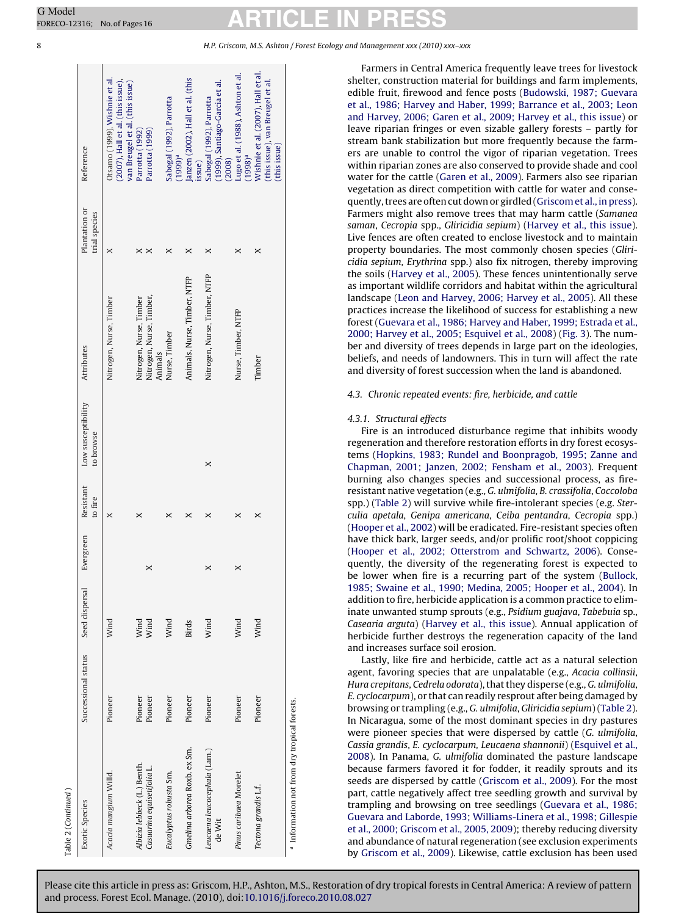Table 2 (Continued)

| Exotic Species | Successional status | Seed dispersal | Evergreen | Resistant to fire | Low susceptibility to browse | Attributes | Plantation or trial species | Reference |
|---|---|---|---|---|---|---|---|---|
| *Acacia mangium* Willd. | Pioneer | Wind | | X | | Nitrogen, Nurse, Timber | X | Otsamo (1999), Wishnie et al. (2007), Hall et al. (this issue), van Breugel et al. (this issue) |
| *Albizia lebbeck* (L.) Benth. | Pioneer | Wind | | X | | Nitrogen, Nurse, Timber | X | Parrotta (1992) |
| *Casuarina equisetifolia* L. | Pioneer | Wind | X | | | Nitrogen, Nurse, Timber, Animals | X | Parrotta (1999) |
| *Eucalyptus robusta* Sm. | Pioneer | Wind | | X | | Nurse, Timber | X | Sabogal (1992), Parrotta (1999)[a] |
| *Gmelina arborea* Roxb. ex Sm. | Pioneer | Birds | | X | | Animals, Nurse, Timber, NTFP | X | Janzen (2002), Hall et al. (this issue) |
| *Leucaena leucocephala* (Lam.) de Wit | Pioneer | Wind | X | X | X | Nitrogen, Nurse, Timber, NTFP | X | Sabogal (1992), Parrotta (1999), Santiago-Garcia et al. (2008) |
| *Pinus caribaea* Morelet | Pioneer | Wind | X | X | | Nurse, Timber, NTFP | X | Lugo et al. (1988), Ashton et al. (1998)[a] |
| *Tectona grandis* L.f. | Pioneer | Wind | | X | | Timber | X | Wishnie et al. (2007), Hall et al. (this issue), van Breugel et al. (this issue) |

[a] Information not from dry tropical forests.

Farmers in Central America frequently leave trees for livestock shelter, construction material for buildings and farm implements, edible fruit, firewood and fence posts (Budowski, 1987; Guevara et al., 1986; Harvey and Haber, 1999; Barrance et al., 2003; Leon and Harvey, 2006; Garen et al., 2009; Harvey et al., this issue) or leave riparian fringes or even sizable gallery forests – partly for stream bank stabilization but more frequently because the farmers are unable to control the vigor of riparian vegetation. Trees within riparian zones are also conserved to provide shade and cool water for the cattle (Garen et al., 2009). Farmers also see riparian vegetation as direct competition with cattle for water and consequently, trees are often cut down or girdled (Griscom et al., in press). Farmers might also remove trees that may harm cattle (*Samanea saman*, *Cecropia* spp., *Gliricidia sepium*) (Harvey et al., this issue). Live fences are often created to enclose livestock and to maintain property boundaries. The most commonly chosen species (*Gliricidia sepium*, *Erythrina* spp.) also fix nitrogen, thereby improving the soils (Harvey et al., 2005). These fences unintentionally serve as important wildlife corridors and habitat within the agricultural landscape (Leon and Harvey, 2006; Harvey et al., 2005). All these practices increase the likelihood of success for establishing a new forest (Guevara et al., 1986; Harvey and Haber, 1999; Estrada et al., 2000; Harvey et al., 2005; Esquivel et al., 2008) (Fig. 3). The number and diversity of trees depends in large part on the ideologies, beliefs, and needs of landowners. This in turn will affect the rate and diversity of forest succession when the land is abandoned.

### 4.3. Chronic repeated events: fire, herbicide, and cattle

#### 4.3.1. Structural effects

Fire is an introduced disturbance regime that inhibits woody regeneration and therefore restoration efforts in dry forest ecosystems (Hopkins, 1983; Rundel and Boonpragob, 1995; Zanne and Chapman, 2001; Janzen, 2002; Fensham et al., 2003). Frequent burning also changes species and successional process, as fire-resistant native vegetation (e.g., *G. ulmifolia*, *B. crassifolia*, *Coccoloba* spp.) (Table 2) will survive while fire-intolerant species (e.g. *Sterculia apetala*, *Genipa americana*, *Ceiba pentandra*, *Cecropia* spp.) (Hooper et al., 2002) will be eradicated. Fire-resistant species often have thick bark, larger seeds, and/or prolific root/shoot coppicing (Hooper et al., 2002; Otterstrom and Schwartz, 2006). Consequently, the diversity of the regenerating forest is expected to be lower when fire is a recurring part of the system (Bullock, 1985; Swaine et al., 1990; Medina, 2005; Hooper et al., 2004). In addition to fire, herbicide application is a common practice to eliminate unwanted stump sprouts (e.g., *Psidium guajava*, *Tabebuia* sp., *Casearia arguta*) (Harvey et al., this issue). Annual application of herbicide further destroys the regeneration capacity of the land and increases surface soil erosion.

Lastly, like fire and herbicide, cattle act as a natural selection agent, favoring species that are unpalatable (e.g., *Acacia collinsii*, *Hura crepitans*, *Cedrela odorata*), that they disperse (e.g., *G. ulmifolia*, *E. cyclocarpum*), or that can readily resprout after being damaged by browsing or trampling (e.g., *G. ulmifolia*, *Gliricidia sepium*) (Table 2). In Nicaragua, some of the most dominant species in dry pastures were pioneer species that were dispersed by cattle (*G. ulmifolia*, *Cassia grandis*, *E. cyclocarpum*, *Leucaena shannonii*) (Esquivel et al., 2008). In Panama, *G. ulmifolia* dominated the pasture landscape because farmers favored it for fodder, it readily sprouts and its seeds are dispersed by cattle (Griscom et al., 2009). For the most part, cattle negatively affect tree seedling growth and survival by trampling and browsing on tree seedlings (Guevara et al., 1986; Guevara and Laborde, 1993; Williams-Linera et al., 1998; Gillespie et al., 2000; Griscom et al., 2005, 2009); thereby reducing diversity and abundance of natural regeneration (see exclusion experiments by Griscom et al., 2009). Likewise, cattle exclusion has been used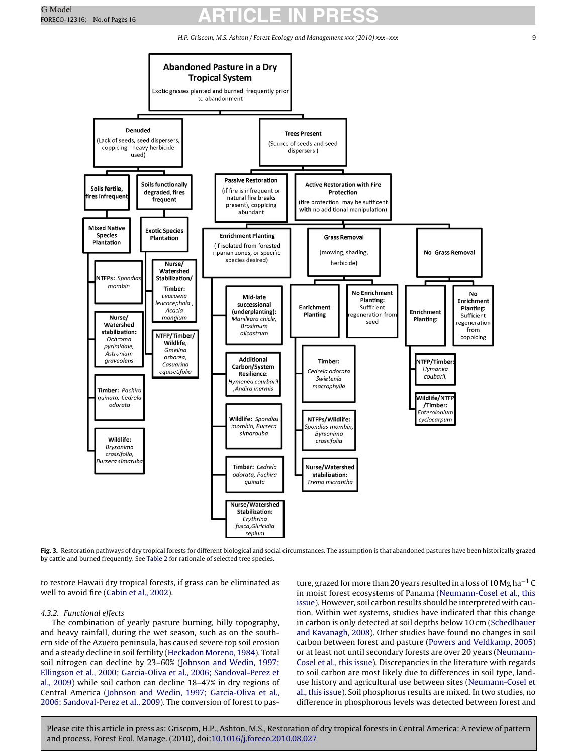- **Abandoned Pasture in a Dry Tropical System** (Exotic grasses planted and burned frequently prior to abandonment)
  - **Denuded** (Lack of seeds, seed dispersers, coppicing - heavy herbicide used)
    - **Soils fertile, fires infrequent**
      - **Mixed Native Species Plantation**
        - **NTFPs:** *Spondias mombin*
        - **Nurse/ Watershed stabilization:** *Ochroma pyrimidale, Astronium graveolens*
        - **Timber:** *Pachira quinata, Cedrela odorata*
        - **Wildlife:** *Brysonima crassifolia, Bursera simaruba*
    - **Soils functionally degraded, fires frequent**
      - **Exotic Species Plantation**
        - **Nurse/ Watershed Stabilization/ Timber:** *Leucaena leucocephala, Acacia mangium*
        - **NTFP/Timber/ Wildlife,** *Gmelina arborea, Casuarina equisetifolia*
  - **Trees Present** (Source of seeds and seed dispersers)
    - **Passive Restoration** (if fire is infrequent or natural fire breaks present), coppicing abundant
    - **Active Restoration with Fire Protection** (fire protection may be sufficient with no additional manipulation)
      - **Enrichment Planting** (if isolated from forested riparian zones, or specific species desired)
        - **Mid-late successional (underplanting):** *Manilkara chicle, Brosimum alicostrum*
        - **Additional Carbon/System Resilience:** *Hymenea courbaril, Andira inermis*
        - **Wildlife:** *Spondias mombin, Bursera simarouba*
        - **Timber:** *Cedrela odorata, Pachira quinata*
        - **Nurse/Watershed Stabilization:** *Erythrina fusca, Gliricidia sepium*
      - **Grass Removal** (mowing, shading, herbicide)
        - **Enrichment Planting**
          - **Timber:** *Cedrela odorata Swietenia macrophylla*
          - **NTFPs/Wildlife:** *Spondias mombin, Byrsonima crassifolia*
          - **Nurse/Watershed stabilization:** *Trema micrantha*
        - **No Enrichment Planting:** Sufficient regeneration from seed
      - **No Grass Removal**
        - **Enrichment Planting:**
          - **NTFP/Timber:** *Hymenea coubaril,*
          - **Wildlife/NTFP /Timber:** *Enterolobium cyclocarpum*
        - **No Enrichment Planting:** Sufficient regeneration from coppicing

**Fig. 3.** Restoration pathways of dry tropical forests for different biological and social circumstances. The assumption is that abandoned pastures have been historically grazed by cattle and burned frequently. See Table 2 for rationale of selected tree species.

to restore Hawaii dry tropical forests, if grass can be eliminated as well to avoid fire (Cabin et al., 2002).

#### 4.3.2. Functional effects

The combination of yearly pasture burning, hilly topography, and heavy rainfall, during the wet season, such as on the southern side of the Azuero peninsula, has caused severe top soil erosion and a steady decline in soil fertility (Heckadon Moreno, 1984). Total soil nitrogen can decline by 23–60% (Johnson and Wedin, 1997; Ellingson et al., 2000; Garcia-Oliva et al., 2006; Sandoval-Perez et al., 2009) while soil carbon can decline 18–47% in dry regions of Central America (Johnson and Wedin, 1997; Garcia-Oliva et al., 2006; Sandoval-Perez et al., 2009). The conversion of forest to pasture, grazed for more than 20 years resulted in a loss of 10 Mg $ha^{-1}$ C in moist forest ecosystems of Panama (Neumann-Cosel et al., this issue). However, soil carbon results should be interpreted with caution. Within wet systems, studies have indicated that this change in carbon is only detected at soil depths below 10 cm (Schedlbauer and Kavanagh, 2008). Other studies have found no changes in soil carbon between forest and pasture (Powers and Veldkamp, 2005) or at least not until secondary forests are over 20 years (Neumann-Cosel et al., this issue). Discrepancies in the literature with regards to soil carbon are most likely due to differences in soil type, land-use history and agricultural use between sites (Neumann-Cosel et al., this issue). Soil phosphorus results are mixed. In two studies, no difference in phosphorous levels was detected between forest and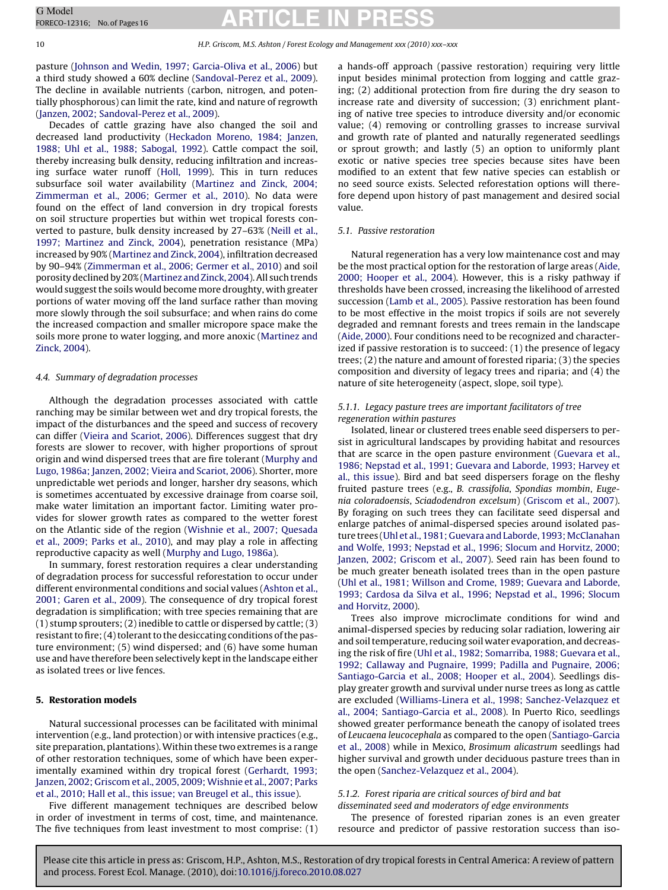pasture (Johnson and Wedin, 1997; Garcia-Oliva et al., 2006) but a third study showed a 60% decline (Sandoval-Perez et al., 2009). The decline in available nutrients (carbon, nitrogen, and potentially phosphorous) can limit the rate, kind and nature of regrowth (Janzen, 2002; Sandoval-Perez et al., 2009).

Decades of cattle grazing have also changed the soil and decreased land productivity (Heckadon Moreno, 1984; Janzen, 1988; Uhl et al., 1988; Sabogal, 1992). Cattle compact the soil, thereby increasing bulk density, reducing infiltration and increasing surface water runoff (Holl, 1999). This in turn reduces subsurface soil water availability (Martinez and Zinck, 2004; Zimmerman et al., 2006; Germer et al., 2010). No data were found on the effect of land conversion in dry tropical forests on soil structure properties but within wet tropical forests converted to pasture, bulk density increased by 27–63% (Neill et al., 1997; Martinez and Zinck, 2004), penetration resistance (MPa) increased by 90% (Martinez and Zinck, 2004), infiltration decreased by 90–94% (Zimmerman et al., 2006; Germer et al., 2010) and soil porosity declined by 20% (Martinez and Zinck, 2004). All such trends would suggest the soils would become more droughty, with greater portions of water moving off the land surface rather than moving more slowly through the soil subsurface; and when rains do come the increased compaction and smaller micropore space make the soils more prone to water logging, and more anoxic (Martinez and Zinck, 2004).

### 4.4. Summary of degradation processes

Although the degradation processes associated with cattle ranching may be similar between wet and dry tropical forests, the impact of the disturbances and the speed and success of recovery can differ (Vieira and Scariot, 2006). Differences suggest that dry forests are slower to recover, with higher proportions of sprout origin and wind dispersed trees that are fire tolerant (Murphy and Lugo, 1986a; Janzen, 2002; Vieira and Scariot, 2006). Shorter, more unpredictable wet periods and longer, harsher dry seasons, which is sometimes accentuated by excessive drainage from coarse soil, make water limitation an important factor. Limiting water provides for slower growth rates as compared to the wetter forest on the Atlantic side of the region (Wishnie et al., 2007; Quesada et al., 2009; Parks et al., 2010), and may play a role in affecting reproductive capacity as well (Murphy and Lugo, 1986a).

In summary, forest restoration requires a clear understanding of degradation process for successful reforestation to occur under different environmental conditions and social values (Ashton et al., 2001; Garen et al., 2009). The consequence of dry tropical forest degradation is simplification; with tree species remaining that are (1) stump sprouters; (2) inedible to cattle or dispersed by cattle; (3) resistant to fire; (4) tolerant to the desiccating conditions of the pasture environment; (5) wind dispersed; and (6) have some human use and have therefore been selectively kept in the landscape either as isolated trees or live fences.

## 5. Restoration models

Natural successional processes can be facilitated with minimal intervention (e.g., land protection) or with intensive practices (e.g., site preparation, plantations). Within these two extremes is a range of other restoration techniques, some of which have been experimentally examined within dry tropical forest (Gerhardt, 1993; Janzen, 2002; Griscom et al., 2005, 2009; Wishnie et al., 2007; Parks et al., 2010; Hall et al., this issue; van Breugel et al., this issue).

Five different management techniques are described below in order of investment in terms of cost, time, and maintenance. The five techniques from least investment to most comprise: (1) a hands-off approach (passive restoration) requiring very little input besides minimal protection from logging and cattle grazing; (2) additional protection from fire during the dry season to increase rate and diversity of succession; (3) enrichment planting of native tree species to introduce diversity and/or economic value; (4) removing or controlling grasses to increase survival and growth rate of planted and naturally regenerated seedlings or sprout growth; and lastly (5) an option to uniformly plant exotic or native species tree species because sites have been modified to an extent that few native species can establish or no seed source exists. Selected reforestation options will therefore depend upon history of past management and desired social value.

### 5.1. Passive restoration

Natural regeneration has a very low maintenance cost and may be the most practical option for the restoration of large areas (Aide, 2000; Hooper et al., 2004). However, this is a risky pathway if thresholds have been crossed, increasing the likelihood of arrested succession (Lamb et al., 2005). Passive restoration has been found to be most effective in the moist tropics if soils are not severely degraded and remnant forests and trees remain in the landscape (Aide, 2000). Four conditions need to be recognized and characterized if passive restoration is to succeed: (1) the presence of legacy trees; (2) the nature and amount of forested riparia; (3) the species composition and diversity of legacy trees and riparia; and (4) the nature of site heterogeneity (aspect, slope, soil type).

#### 5.1.1. Legacy pasture trees are important facilitators of tree regeneration within pastures

Isolated, linear or clustered trees enable seed dispersers to persist in agricultural landscapes by providing habitat and resources that are scarce in the open pasture environment (Guevara et al., 1986; Nepstad et al., 1991; Guevara and Laborde, 1993; Harvey et al., this issue). Bird and bat seed dispersers forage on the fleshy fruited pasture trees (e.g., *B. crassifolia*, *Spondias mombin*, *Eugenia coloradoensis*, *Sciadodendron excelsum*) (Griscom et al., 2007). By foraging on such trees they can facilitate seed dispersal and enlarge patches of animal-dispersed species around isolated pasture trees (Uhl et al., 1981; Guevara and Laborde, 1993; McClanahan and Wolfe, 1993; Nepstad et al., 1996; Slocum and Horvitz, 2000; Janzen, 2002; Griscom et al., 2007). Seed rain has been found to be much greater beneath isolated trees than in the open pasture (Uhl et al., 1981; Willson and Crome, 1989; Guevara and Laborde, 1993; Cardosa da Silva et al., 1996; Nepstad et al., 1996; Slocum and Horvitz, 2000).

Trees also improve microclimate conditions for wind and animal-dispersed species by reducing solar radiation, lowering air and soil temperature, reducing soil water evaporation, and decreasing the risk of fire (Uhl et al., 1982; Somarriba, 1988; Guevara et al., 1992; Callaway and Pugnaire, 1999; Padilla and Pugnaire, 2006; Santiago-Garcia et al., 2008; Hooper et al., 2004). Seedlings display greater growth and survival under nurse trees as long as cattle are excluded (Williams-Linera et al., 1998; Sanchez-Velazquez et al., 2004; Santiago-Garcia et al., 2008). In Puerto Rico, seedlings showed greater performance beneath the canopy of isolated trees of *Leucaena leucocephala* as compared to the open (Santiago-Garcia et al., 2008) while in Mexico, *Brosimum alicastrum* seedlings had higher survival and growth under deciduous pasture trees than in the open (Sanchez-Velazquez et al., 2004).

#### 5.1.2. Forest riparia are critical sources of bird and bat disseminated seed and moderators of edge environments

The presence of forested riparian zones is an even greater resource and predictor of passive restoration success than iso-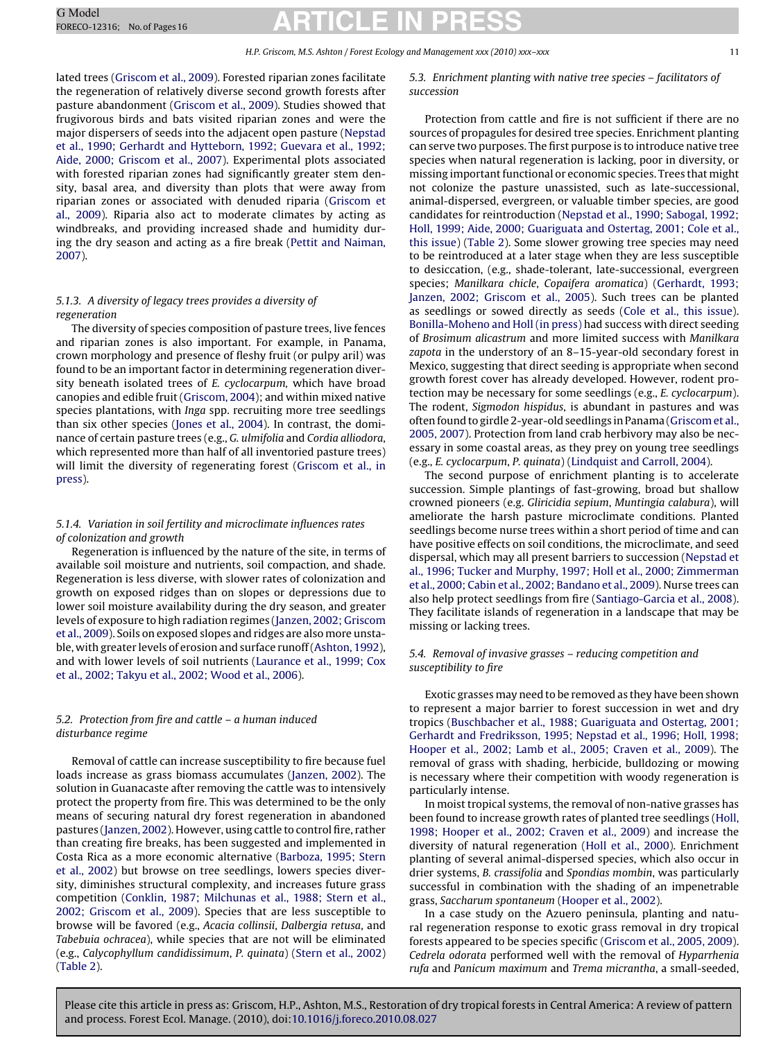lated trees (Griscom et al., 2009). Forested riparian zones facilitate the regeneration of relatively diverse second growth forests after pasture abandonment (Griscom et al., 2009). Studies showed that frugivorous birds and bats visited riparian zones and were the major dispersers of seeds into the adjacent open pasture (Nepstad et al., 1990; Gerhardt and Hytteborn, 1992; Guevara et al., 1992; Aide, 2000; Griscom et al., 2007). Experimental plots associated with forested riparian zones had significantly greater stem density, basal area, and diversity than plots that were away from riparian zones or associated with denuded riparia (Griscom et al., 2009). Riparia also act to moderate climates by acting as windbreaks, and providing increased shade and humidity during the dry season and acting as a fire break (Pettit and Naiman, 2007).

#### 5.1.3. A diversity of legacy trees provides a diversity of regeneration

The diversity of species composition of pasture trees, live fences and riparian zones is also important. For example, in Panama, crown morphology and presence of fleshy fruit (or pulpy aril) was found to be an important factor in determining regeneration diversity beneath isolated trees of *E. cyclocarpum*, which have broad canopies and edible fruit (Griscom, 2004); and within mixed native species plantations, with *Inga* spp. recruiting more tree seedlings than six other species (Jones et al., 2004). In contrast, the dominance of certain pasture trees (e.g., *G. ulmifolia* and *Cordia alliodora*, which represented more than half of all inventoried pasture trees) will limit the diversity of regenerating forest (Griscom et al., in press).

#### 5.1.4. Variation in soil fertility and microclimate influences rates of colonization and growth

Regeneration is influenced by the nature of the site, in terms of available soil moisture and nutrients, soil compaction, and shade. Regeneration is less diverse, with slower rates of colonization and growth on exposed ridges than on slopes or depressions due to lower soil moisture availability during the dry season, and greater levels of exposure to high radiation regimes (Janzen, 2002; Griscom et al., 2009). Soils on exposed slopes and ridges are also more unstable, with greater levels of erosion and surface runoff (Ashton, 1992), and with lower levels of soil nutrients (Laurance et al., 1999; Cox et al., 2002; Takyu et al., 2002; Wood et al., 2006).

### 5.2. Protection from fire and cattle – a human induced disturbance regime

Removal of cattle can increase susceptibility to fire because fuel loads increase as grass biomass accumulates (Janzen, 2002). The solution in Guanacaste after removing the cattle was to intensively protect the property from fire. This was determined to be the only means of securing natural dry forest regeneration in abandoned pastures (Janzen, 2002). However, using cattle to control fire, rather than creating fire breaks, has been suggested and implemented in Costa Rica as a more economic alternative (Barboza, 1995; Stern et al., 2002) but browse on tree seedlings, lowers species diversity, diminishes structural complexity, and increases future grass competition (Conklin, 1987; Milchunas et al., 1988; Stern et al., 2002; Griscom et al., 2009). Species that are less susceptible to browse will be favored (e.g., *Acacia collinsii*, *Dalbergia retusa*, and *Tabebuia ochracea*), while species that are not will be eliminated (e.g., *Calycophyllum candidissimum*, *P. quinata*) (Stern et al., 2002) (Table 2).

### 5.3. Enrichment planting with native tree species – facilitators of succession

Protection from cattle and fire is not sufficient if there are no sources of propagules for desired tree species. Enrichment planting can serve two purposes. The first purpose is to introduce native tree species when natural regeneration is lacking, poor in diversity, or missing important functional or economic species. Trees that might not colonize the pasture unassisted, such as late-successional, animal-dispersed, evergreen, or valuable timber species, are good candidates for reintroduction (Nepstad et al., 1990; Sabogal, 1992; Holl, 1999; Aide, 2000; Guariguata and Ostertag, 2001; Cole et al., this issue) (Table 2). Some slower growing tree species may need to be reintroduced at a later stage when they are less susceptible to desiccation, (e.g., shade-tolerant, late-successional, evergreen species; *Manilkara chicle*, *Copaifera aromatica*) (Gerhardt, 1993; Janzen, 2002; Griscom et al., 2005). Such trees can be planted as seedlings or sowed directly as seeds (Cole et al., this issue). Bonilla-Moheno and Holl (in press) had success with direct seeding of *Brosimum alicastrum* and more limited success with *Manilkara zapota* in the understory of an 8–15-year-old secondary forest in Mexico, suggesting that direct seeding is appropriate when second growth forest cover has already developed. However, rodent protection may be necessary for some seedlings (e.g., *E. cyclocarpum*). The rodent, *Sigmodon hispidus*, is abundant in pastures and was often found to girdle 2-year-old seedlings in Panama (Griscom et al., 2005, 2007). Protection from land crab herbivory may also be necessary in some coastal areas, as they prey on young tree seedlings (e.g., *E. cyclocarpum*, *P. quinata*) (Lindquist and Carroll, 2004).

The second purpose of enrichment planting is to accelerate succession. Simple plantings of fast-growing, broad but shallow crowned pioneers (e.g. *Gliricidia sepium*, *Muntingia calabura*), will ameliorate the harsh pasture microclimate conditions. Planted seedlings become nurse trees within a short period of time and can have positive effects on soil conditions, the microclimate, and seed dispersal, which may all present barriers to succession (Nepstad et al., 1996; Tucker and Murphy, 1997; Holl et al., 2000; Zimmerman et al., 2000; Cabin et al., 2002; Bandano et al., 2009). Nurse trees can also help protect seedlings from fire (Santiago-Garcia et al., 2008). They facilitate islands of regeneration in a landscape that may be missing or lacking trees.

### 5.4. Removal of invasive grasses – reducing competition and susceptibility to fire

Exotic grasses may need to be removed as they have been shown to represent a major barrier to forest succession in wet and dry tropics (Buschbacher et al., 1988; Guariguata and Ostertag, 2001; Gerhardt and Fredriksson, 1995; Nepstad et al., 1996; Holl, 1998; Hooper et al., 2002; Lamb et al., 2005; Craven et al., 2009). The removal of grass with shading, herbicide, bulldozing or mowing is necessary where their competition with woody regeneration is particularly intense.

In moist tropical systems, the removal of non-native grasses has been found to increase growth rates of planted tree seedlings (Holl, 1998; Hooper et al., 2002; Craven et al., 2009) and increase the diversity of natural regeneration (Holl et al., 2000). Enrichment planting of several animal-dispersed species, which also occur in drier systems, *B. crassifolia* and *Spondias mombin*, was particularly successful in combination with the shading of an impenetrable grass, *Saccharum spontaneum* (Hooper et al., 2002).

In a case study on the Azuero peninsula, planting and natural regeneration response to exotic grass removal in dry tropical forests appeared to be species specific (Griscom et al., 2005, 2009). *Cedrela odorata* performed well with the removal of *Hyparrhenia rufa* and *Panicum maximum* and *Trema micrantha*, a small-seeded,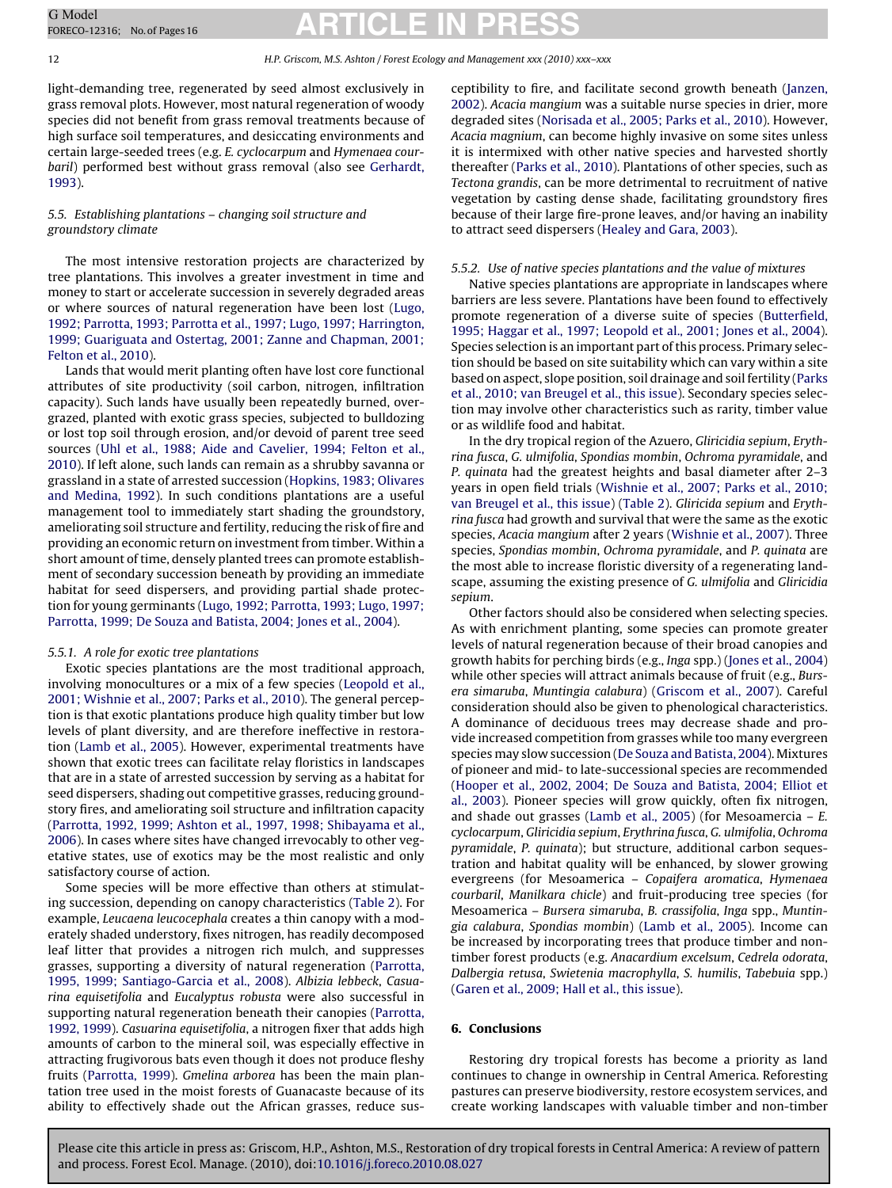light-demanding tree, regenerated by seed almost exclusively in grass removal plots. However, most natural regeneration of woody species did not benefit from grass removal treatments because of high surface soil temperatures, and desiccating environments and certain large-seeded trees (e.g. *E. cyclocarpum* and *Hymenaea courbaril*) performed best without grass removal (also see Gerhardt, 1993).

### 5.5. Establishing plantations – changing soil structure and groundstory climate

The most intensive restoration projects are characterized by tree plantations. This involves a greater investment in time and money to start or accelerate succession in severely degraded areas or where sources of natural regeneration have been lost (Lugo, 1992; Parrotta, 1993; Parrotta et al., 1997; Lugo, 1997; Harrington, 1999; Guariguata and Ostertag, 2001; Zanne and Chapman, 2001; Felton et al., 2010).

Lands that would merit planting often have lost core functional attributes of site productivity (soil carbon, nitrogen, infiltration capacity). Such lands have usually been repeatedly burned, overgrazed, planted with exotic grass species, subjected to bulldozing or lost top soil through erosion, and/or devoid of parent tree seed sources (Uhl et al., 1988; Aide and Cavelier, 1994; Felton et al., 2010). If left alone, such lands can remain as a shrubby savanna or grassland in a state of arrested succession (Hopkins, 1983; Olivares and Medina, 1992). In such conditions plantations are a useful management tool to immediately start shading the groundstory, ameliorating soil structure and fertility, reducing the risk of fire and providing an economic return on investment from timber. Within a short amount of time, densely planted trees can promote establishment of secondary succession beneath by providing an immediate habitat for seed dispersers, and providing partial shade protection for young germinants (Lugo, 1992; Parrotta, 1993; Lugo, 1997; Parrotta, 1999; De Souza and Batista, 2004; Jones et al., 2004).

#### 5.5.1. A role for exotic tree plantations

Exotic species plantations are the most traditional approach, involving monocultures or a mix of a few species (Leopold et al., 2001; Wishnie et al., 2007; Parks et al., 2010). The general perception is that exotic plantations produce high quality timber but low levels of plant diversity, and are therefore ineffective in restoration (Lamb et al., 2005). However, experimental treatments have shown that exotic trees can facilitate relay floristics in landscapes that are in a state of arrested succession by serving as a habitat for seed dispersers, shading out competitive grasses, reducing groundstory fires, and ameliorating soil structure and infiltration capacity (Parrotta, 1992, 1999; Ashton et al., 1997, 1998; Shibayama et al., 2006). In cases where sites have changed irrevocably to other vegetative states, use of exotics may be the most realistic and only satisfactory course of action.

Some species will be more effective than others at stimulating succession, depending on canopy characteristics (Table 2). For example, *Leucaena leucocephala* creates a thin canopy with a moderately shaded understory, fixes nitrogen, has readily decomposed leaf litter that provides a nitrogen rich mulch, and suppresses grasses, supporting a diversity of natural regeneration (Parrotta, 1995, 1999; Santiago-Garcia et al., 2008). *Albizia lebbeck*, *Casuarina equisetifolia* and *Eucalyptus robusta* were also successful in supporting natural regeneration beneath their canopies (Parrotta, 1992, 1999). *Casuarina equisetifolia*, a nitrogen fixer that adds high amounts of carbon to the mineral soil, was especially effective in attracting frugivorous bats even though it does not produce fleshy fruits (Parrotta, 1999). *Gmelina arborea* has been the main plantation tree used in the moist forests of Guanacaste because of its ability to effectively shade out the African grasses, reduce susceptibility to fire, and facilitate second growth beneath (Janzen, 2002). *Acacia mangium* was a suitable nurse species in drier, more degraded sites (Norisada et al., 2005; Parks et al., 2010). However, *Acacia magnium*, can become highly invasive on some sites unless it is intermixed with other native species and harvested shortly thereafter (Parks et al., 2010). Plantations of other species, such as *Tectona grandis*, can be more detrimental to recruitment of native vegetation by casting dense shade, facilitating groundstory fires because of their large fire-prone leaves, and/or having an inability to attract seed dispersers (Healey and Gara, 2003).

#### 5.5.2. Use of native species plantations and the value of mixtures

Native species plantations are appropriate in landscapes where barriers are less severe. Plantations have been found to effectively promote regeneration of a diverse suite of species (Butterfield, 1995; Haggar et al., 1997; Leopold et al., 2001; Jones et al., 2004). Species selection is an important part of this process. Primary selection should be based on site suitability which can vary within a site based on aspect, slope position, soil drainage and soil fertility (Parks et al., 2010; van Breugel et al., this issue). Secondary species selection may involve other characteristics such as rarity, timber value or as wildlife food and habitat.

In the dry tropical region of the Azuero, *Gliricidia sepium*, *Erythrina fusca*, *G. ulmifolia*, *Spondias mombin*, *Ochroma pyramidale*, and *P. quinata* had the greatest heights and basal diameter after 2–3 years in open field trials (Wishnie et al., 2007; Parks et al., 2010; van Breugel et al., this issue) (Table 2). *Gliricida sepium* and *Erythrina fusca* had growth and survival that were the same as the exotic species, *Acacia mangium* after 2 years (Wishnie et al., 2007). Three species, *Spondias mombin*, *Ochroma pyramidale*, and *P. quinata* are the most able to increase floristic diversity of a regenerating landscape, assuming the existing presence of *G. ulmifolia* and *Gliricidia sepium*.

Other factors should also be considered when selecting species. As with enrichment planting, some species can promote greater levels of natural regeneration because of their broad canopies and growth habits for perching birds (e.g., *Inga* spp.) (Jones et al., 2004) while other species will attract animals because of fruit (e.g., *Bursera simaruba*, *Muntingia calabura*) (Griscom et al., 2007). Careful consideration should also be given to phenological characteristics. A dominance of deciduous trees may decrease shade and provide increased competition from grasses while too many evergreen species may slow succession (De Souza and Batista, 2004). Mixtures of pioneer and mid- to late-successional species are recommended (Hooper et al., 2002, 2004; De Souza and Batista, 2004; Elliot et al., 2003). Pioneer species will grow quickly, often fix nitrogen, and shade out grasses (Lamb et al., 2005) (for Mesoamercia – *E. cyclocarpum*, *Gliricidia sepium*, *Erythrina fusca*, *G. ulmifolia*, *Ochroma pyramidale*, *P. quinata*); but structure, additional carbon sequestration and habitat quality will be enhanced, by slower growing evergreens (for Mesoamerica – *Copaifera aromatica*, *Hymenaea courbaril*, *Manilkara chicle*) and fruit-producing tree species (for Mesoamerica – *Bursera simaruba*, *B. crassifolia*, *Inga* spp., *Muntingia calabura*, *Spondias mombin*) (Lamb et al., 2005). Income can be increased by incorporating trees that produce timber and non-timber forest products (e.g. *Anacardium excelsum*, *Cedrela odorata*, *Dalbergia retusa*, *Swietenia macrophylla*, *S. humilis*, *Tabebuia* spp.) (Garen et al., 2009; Hall et al., this issue).

## 6. Conclusions

Restoring dry tropical forests has become a priority as land continues to change in ownership in Central America. Reforesting pastures can preserve biodiversity, restore ecosystem services, and create working landscapes with valuable timber and non-timber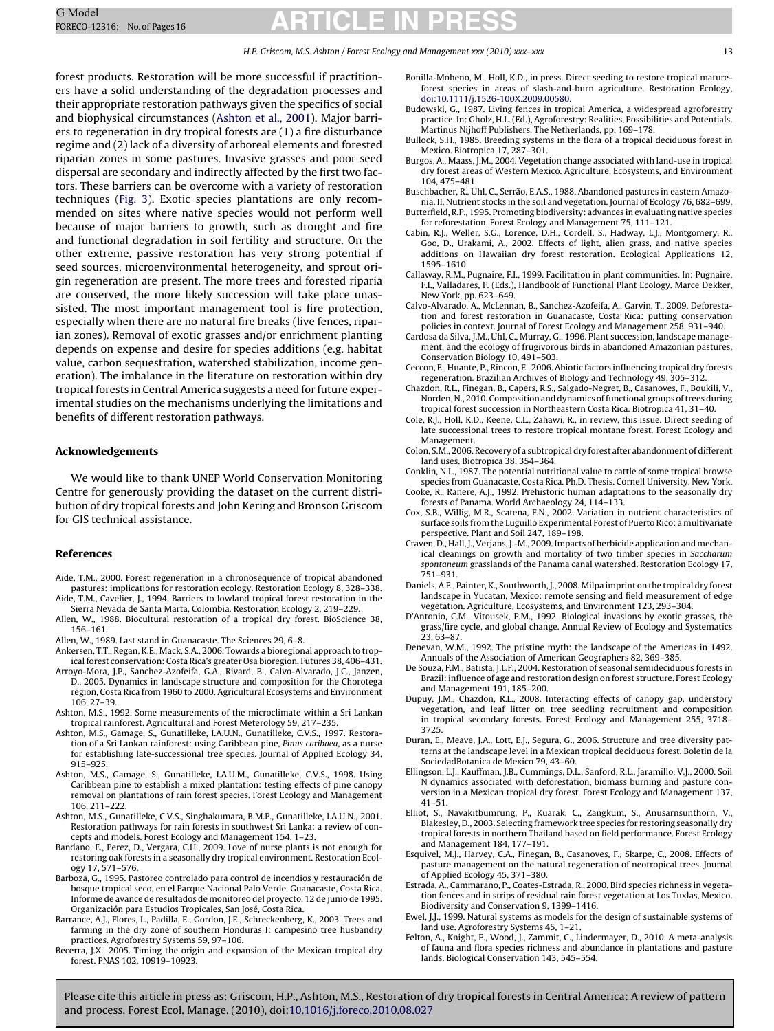forest products. Restoration will be more successful if practitioners have a solid understanding of the degradation processes and their appropriate restoration pathways given the specifics of social and biophysical circumstances (Ashton et al., 2001). Major barriers to regeneration in dry tropical forests are (1) a fire disturbance regime and (2) lack of a diversity of arboreal elements and forested riparian zones in some pastures. Invasive grasses and poor seed dispersal are secondary and indirectly affected by the first two factors. These barriers can be overcome with a variety of restoration techniques (Fig. 3). Exotic species plantations are only recommended on sites where native species would not perform well because of major barriers to growth, such as drought and fire and functional degradation in soil fertility and structure. On the other extreme, passive restoration has very strong potential if seed sources, microenvironmental heterogeneity, and sprout origin regeneration are present. The more trees and forested riparia are conserved, the more likely succession will take place unassisted. The most important management tool is fire protection, especially when there are no natural fire breaks (live fences, riparian zones). Removal of exotic grasses and/or enrichment planting depends on expense and desire for species additions (e.g. habitat value, carbon sequestration, watershed stabilization, income generation). The imbalance in the literature on restoration within dry tropical forests in Central America suggests a need for future experimental studies on the mechanisms underlying the limitations and benefits of different restoration pathways.

## Acknowledgements

We would like to thank UNEP World Conservation Monitoring Centre for generously providing the dataset on the current distribution of dry tropical forests and John Kering and Bronson Griscom for GIS technical assistance.

## References

Aide, T.M., 2000. Forest regeneration in a chronosequence of tropical abandoned pastures: implications for restoration ecology. Restoration Ecology 8, 328–338.

Aide, T.M., Cavelier, J., 1994. Barriers to lowland tropical forest restoration in the Sierra Nevada de Santa Marta, Colombia. Restoration Ecology 2, 219–229.

Allen, W., 1988. Biocultural restoration of a tropical dry forest. BioScience 38, 156–161.

Allen, W., 1989. Last stand in Guanacaste. The Sciences 29, 6–8.

Ankersen, T.T., Regan, K.E., Mack, S.A., 2006. Towards a bioregional approach to tropical forest conservation: Costa Rica's greater Osa bioregion. Futures 38, 406–431.

Arroyo-Mora, J.P., Sanchez-Azofeifa, G.A., Rivard, B., Calvo-Alvarado, J.C., Janzen, D., 2005. Dynamics in landscape structure and composition for the Chorotega region, Costa Rica from 1960 to 2000. Agricultural Ecosystems and Environment 106, 27–39.

Ashton, M.S., 1992. Some measurements of the microclimate within a Sri Lankan tropical rainforest. Agricultural and Forest Meterology 59, 217–235.

Ashton, M.S., Gamage, S., Gunatilleke, I.A.U.N., Gunatilleke, C.V.S., 1997. Restoration of a Sri Lankan rainforest: using Caribbean pine, *Pinus caribaea*, as a nurse for establishing late-successional tree species. Journal of Applied Ecology 34, 915–925.

Ashton, M.S., Gamage, S., Gunatilleke, I.A.U.M., Gunatilleke, C.V.S., 1998. Using Caribbean pine to establish a mixed plantation: testing effects of pine canopy removal on plantations of rain forest species. Forest Ecology and Management 106, 211–222.

Ashton, M.S., Gunatilleke, C.V.S., Singhakumara, B.M.P., Gunatilleke, I.A.U.N., 2001. Restoration pathways for rain forests in southwest Sri Lanka: a review of concepts and models. Forest Ecology and Management 154, 1–23.

Bandano, E., Perez, D., Vergara, C.H., 2009. Love of nurse plants is not enough for restoring oak forests in a seasonally dry tropical environment. Restoration Ecology 17, 571–576.

Barboza, G., 1995. Pastoreo controlado para control de incendios y restauración de bosque tropical seco, en el Parque Nacional Palo Verde, Guanacaste, Costa Rica. Informe de avance de resultados de monitoreo del proyecto, 12 de junio de 1995. Organización para Estudios Tropicales, San José, Costa Rica.

Barrance, A.J., Flores, L., Padilla, E., Gordon, J.E., Schreckenberg, K., 2003. Trees and farming in the dry zone of southern Honduras I: campesino tree husbandry practices. Agroforestry Systems 59, 97–106.

Becerra, J.X., 2005. Timing the origin and expansion of the Mexican tropical dry forest. PNAS 102, 10919–10923.

Bonilla-Moheno, M., Holl, K.D., in press. Direct seeding to restore tropical mature-forest species in areas of slash-and-burn agriculture. Restoration Ecology, doi:10.1111/j.1526-100X.2009.00580.

Budowski, G., 1987. Living fences in tropical America, a widespread agroforestry practice. In: Gholz, H.L. (Ed.), Agroforestry: Realities, Possibilities and Potentials. Martinus Nijhoff Publishers, The Netherlands, pp. 169–178.

Bullock, S.H., 1985. Breeding systems in the flora of a tropical deciduous forest in Mexico. Biotropica 17, 287–301.

Burgos, A., Maass, J.M., 2004. Vegetation change associated with land-use in tropical dry forest areas of Western Mexico. Agriculture, Ecosystems, and Environment 104, 475–481.

Buschbacher, R., Uhl, C., Serrão, E.A.S., 1988. Abandoned pastures in eastern Amazonia. II. Nutrient stocks in the soil and vegetation. Journal of Ecology 76, 682–699.

Butterfield, R.P., 1995. Promoting biodiversity: advances in evaluating native species for reforestation. Forest Ecology and Management 75, 111–121.

Cabin, R.J., Weller, S.G., Lorence, D.H., Cordell, S., Hadway, L.J., Montgomery, R., Goo, D., Urakami, A., 2002. Effects of light, alien grass, and native species additions on Hawaiian dry forest restoration. Ecological Applications 12, 1595–1610.

Callaway, R.M., Pugnaire, F.I., 1999. Facilitation in plant communities. In: Pugnaire, F.I., Valladares, F. (Eds.), Handbook of Functional Plant Ecology. Marce Dekker, New York, pp. 623–649.

Calvo-Alvarado, A., McLennan, B., Sanchez-Azofeifa, A., Garvin, T., 2009. Deforestation and forest restoration in Guanacaste, Costa Rica: putting conservation policies in context. Journal of Forest Ecology and Management 258, 931–940.

Cardosa da Silva, J.M., Uhl, C., Murray, G., 1996. Plant succession, landscape management, and the ecology of frugivorous birds in abandoned Amazonian pastures. Conservation Biology 10, 491–503.

Ceccon, E., Huante, P., Rincon, E., 2006. Abiotic factors influencing tropical dry forests regeneration. Brazilian Archives of Biology and Technology 49, 305–312.

Chazdon, R.L., Finegan, B., Capers, R.S., Salgado-Negret, B., Casanoves, F., Boukili, V., Norden, N., 2010. Composition and dynamics of functional groups of trees during tropical forest succession in Northeastern Costa Rica. Biotropica 41, 31–40.

Cole, R.J., Holl, K.D., Keene, C.L., Zahawi, R., in review, this issue. Direct seeding of late successional trees to restore tropical montane forest. Forest Ecology and Management.

Colon, S.M., 2006. Recovery of a subtropical dry forest after abandonment of different land uses. Biotropica 38, 354–364.

Conklin, N.L., 1987. The potential nutritional value to cattle of some tropical browse species from Guanacaste, Costa Rica. Ph.D. Thesis. Cornell University, New York.

Cooke, R., Ranere, A.J., 1992. Prehistoric human adaptations to the seasonally dry forests of Panama. World Archaeology 24, 114–133.

Cox, S.B., Willig, M.R., Scatena, F.N., 2002. Variation in nutrient characteristics of surface soils from the Luguillo Experimental Forest of Puerto Rico: a multivariate perspective. Plant and Soil 247, 189–198.

Craven, D., Hall, J., Verjans, J.-M., 2009. Impacts of herbicide application and mechanical cleanings on growth and mortality of two timber species in *Saccharum spontaneum* grasslands of the Panama canal watershed. Restoration Ecology 17, 751–931.

Daniels, A.E., Painter, K., Southworth, J., 2008. Milpa imprint on the tropical dry forest landscape in Yucatan, Mexico: remote sensing and field measurement of edge vegetation. Agriculture, Ecosystems, and Environment 123, 293–304.

D'Antonio, C.M., Vitousek, P.M., 1992. Biological invasions by exotic grasses, the grass/fire cycle, and global change. Annual Review of Ecology and Systematics 23, 63–87.

Denevan, W.M., 1992. The pristine myth: the landscape of the Americas in 1492. Annuals of the Association of American Geographers 82, 369–385.

De Souza, F.M., Batista, J.L.F., 2004. Restoration of seasonal semideciduous forests in Brazil: influence of age and restoration design on forest structure. Forest Ecology and Management 191, 185–200.

Dupuy, J.M., Chazdon, R.L., 2008. Interacting effects of canopy gap, understory vegetation, and leaf litter on tree seedling recruitment and composition in tropical secondary forests. Forest Ecology and Management 255, 3718–3725.

Duran, E., Meave, J.A., Lott, E.J., Segura, G., 2006. Structure and tree diversity patterns at the landscape level in a Mexican tropical deciduous forest. Boletin de la SociedadBotanica de Mexico 79, 43–60.

Ellingson, L.J., Kauffman, J.B., Cummings, D.L., Sanford, R.L., Jaramillo, V.J., 2000. Soil N dynamics associated with deforestation, biomass burning and pasture conversion in a Mexican tropical dry forest. Forest Ecology and Management 137, 41–51.

Elliot, S., Navakitbumrung, P., Kuarak, C., Zangkum, S., Anusarnsunthorn, V., Blakesley, D., 2003. Selecting framework tree species for restoring seasonally dry tropical forests in northern Thailand based on field performance. Forest Ecology and Management 184, 177–191.

Esquivel, M.J., Harvey, C.A., Finegan, B., Casanoves, F., Skarpe, C., 2008. Effects of pasture management on the natural regeneration of neotropical trees. Journal of Applied Ecology 45, 371–380.

Estrada, A., Cammarano, P., Coates-Estrada, R., 2000. Bird species richness in vegetation fences and in strips of residual rain forest vegetation at Los Tuxlas, Mexico. Biodiversity and Conservation 9, 1399–1416.

Ewel, J.J., 1999. Natural systems as models for the design of sustainable systems of land use. Agroforestry Systems 45, 1–21.

Felton, A., Knight, E., Wood, J., Zammit, C., Lindermayer, D., 2010. A meta-analysis of fauna and flora species richness and abundance in plantations and pasture lands. Biological Conservation 143, 545–554.

Please cite this article in press as: Griscom, H.P., Ashton, M.S., Restoration of dry tropical forests in Central America: A review of pattern and process. Forest Ecol. Manage. (2010), doi:10.1016/j.foreco.2010.08.027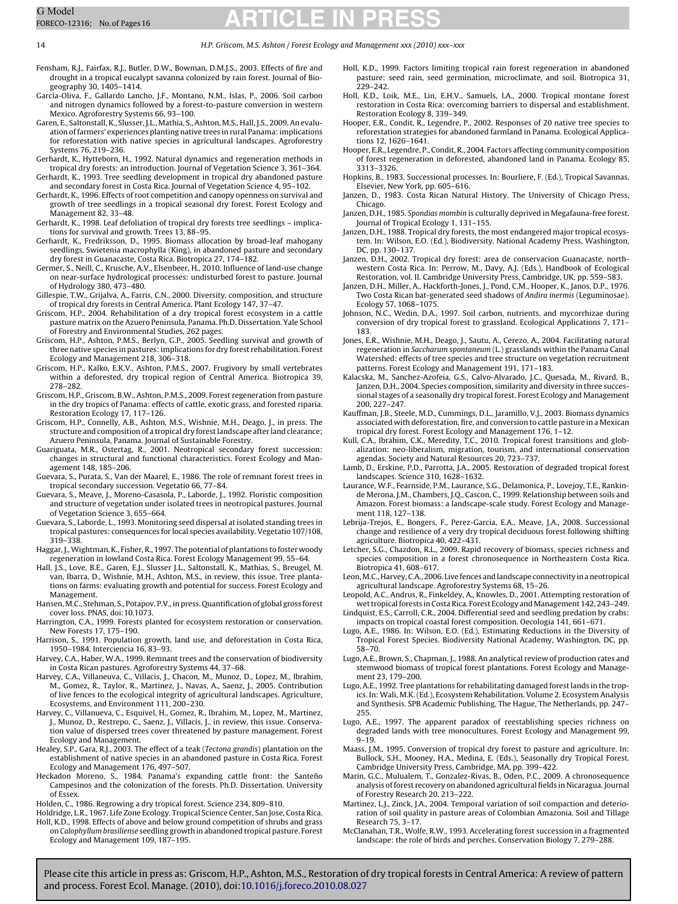Fensham, R.J., Fairfax, R.J., Butler, D.W., Bowman, D.M.J.S., 2003. Effects of fire and drought in a tropical eucalypt savanna colonized by rain forest. Journal of Biogeography 30, 1405–1414.

Garcia-Oliva, F., Gallardo Lancho, J.F., Montano, N.M., Islas, P., 2006. Soil carbon and nitrogen dynamics followed by a forest-to-pasture conversion in western Mexico. Agroforestry Systems 66, 93–100.

Garen, E., Saltonstall, K., Slusser, J.L., Mathia, S., Ashton, M.S., Hall, J.S., 2009. An evaluation of farmers' experiences planting native trees in rural Panama: implications for reforestation with native species in agricultural landscapes. Agroforestry Systems 76, 219–236.

Gerhardt, K., Hytteborn, H., 1992. Natural dynamics and regeneration methods in tropical dry forests: an introduction. Journal of Vegetation Science 3, 361–364.

Gerhardt, K., 1993. Tree seedling development in tropical dry abandoned pasture and secondary forest in Costa Rica. Journal of Vegetation Science 4, 95–102.

Gerhardt, K., 1996. Effects of root competition and canopy openness on survival and growth of tree seedlings in a tropical seasonal dry forest. Forest Ecology and Management 82, 33–48.

Gerhardt, K., 1998. Leaf defoliation of tropical dry forests tree seedlings – implications for survival and growth. Trees 13, 88–95.

Gerhardt, K., Fredriksson, D., 1995. Biomass allocation by broad-leaf mahogany seedlings, Swietenia macrophylla (King), in abandoned pasture and secondary dry forest in Guanacaste, Costa Rica. Biotropica 27, 174–182.

Germer, S., Neill, C., Krusche, A.V., Elsenbeer, H., 2010. Influence of land-use change on near-surface hydrological processes: undisturbed forest to pasture. Journal of Hydrology 380, 473–480.

Gillespie, T.W., Grijalva, A., Farris, C.N., 2000. Diversity, composition, and structure of tropical dry forests in Central America. Plant Ecology 147, 37–47.

Griscom, H.P., 2004. Rehabilitation of a dry tropical forest ecosystem in a cattle pasture matrix on the Azuero Peninsula, Panama. Ph.D. Dissertation. Yale School of Forestry and Environmental Studies, 262 pages.

Griscom, H.P., Ashton, P.M.S., Berlyn, G.P., 2005. Seedling survival and growth of three native species in pastures: implications for dry forest rehabilitation. Forest Ecology and Management 218, 306–318.

Griscom, H.P., Kalko, E.K.V., Ashton, P.M.S., 2007. Frugivory by small vertebrates within a deforested, dry tropical region of Central America. Biotropica 39, 278–282.

Griscom, H.P., Griscom, B.W., Ashton, P.M.S., 2009. Forest regeneration from pasture in the dry tropics of Panama: effects of cattle, exotic grass, and forested riparia. Restoration Ecology 17, 117–126.

Griscom, H.P., Connelly, A.B., Ashton, M.S., Wishnie, M.H., Deago, J., in press. The structure and composition of a tropical dry forest landscape after land clearance; Azuero Peninsula, Panama. Journal of Sustainable Forestry.

Guariguata, M.R., Ostertag, R., 2001. Neotropical secondary forest succession: changes in structural and functional characteristics. Forest Ecology and Management 148, 185–206.

Guevara, S., Purata, S., Van der Maarel, E., 1986. The role of remnant forest trees in tropical secondary succession. Vegetatio 66, 77–84.

Guevara, S., Meave, J., Moreno-Casasola, P., Laborde, J., 1992. Floristic composition and structure of vegetation under isolated trees in neotropical pastures. Journal of Vegetation Science 3, 655–664.

Guevara, S., Laborde, L., 1993. Monitoring seed dispersal at isolated standing trees in tropical pastures: consequences for local species availability. Vegetatio 107/108, 319–338.

Haggar, J., Wightman, K., Fisher, R., 1997. The potential of plantations to foster woody regeneration in lowland Costa Rica. Forest Ecology Management 99, 55–64.

Hall, J.S., Love, B.E., Garen, E.J., Slusser J.L., Saltonstall, K., Mathias, S., Breugel, M. van, Ibarra, D., Wishnie, M.H., Ashton, M.S., in review, this issue. Tree plantations on farms: evaluating growth and potential for success. Forest Ecology and Management.

Hansen, M.C., Stehman, S., Potapov, P.V., in press. Quantification of global gross forest cover loss. PNAS, doi:10.1073.

Harrington, C.A., 1999. Forests planted for ecosystem restoration or conservation. New Forests 17, 175–190.

Harrison, S., 1991. Population growth, land use, and deforestation in Costa Rica, 1950–1984. Interciencia 16, 83–93.

Harvey, C.A., Haber, W.A., 1999. Remnant trees and the conservation of biodiversity in Costa Rican pastures. Agroforestry Systems 44, 37–68.

Harvey, C.A., Villaneuva, C., Villacis, J., Chacon, M., Munoz, D., Lopez, M., Ibrahim, M., Gomez, R., Taylor, R., Martinez, J., Navas, A., Saenz, J., 2005. Contribution of live fences to the ecological integrity of agricultural landscapes. Agriculture, Ecosystems, and Environment 111, 200–230.

Harvey, C., Villanueva, C., Esquivel, H., Gomez, R., Ibrahim, M., Lopez, M., Martinez, J., Munoz, D., Restrepo, C., Saenz, J., Villacis, J., in review, this issue. Conservation value of dispersed trees cover threatened by pasture management. Forest Ecology and Management.

Healey, S.P., Gara, R.J., 2003. The effect of a teak (*Tectona grandis*) plantation on the establishment of native species in an abandoned pasture in Costa Rica. Forest Ecology and Management 176, 497–507.

Heckadon Moreno, S., 1984. Panama's expanding cattle front: the Santeño Campesinos and the colonization of the forests. Ph.D. Dissertation. University of Essex.

Holden, C., 1986. Regrowing a dry tropical forest. Science 234, 809–810.

Holdridge, L.R., 1967. Life Zone Ecology. Tropical Science Center, San Jose, Costa Rica.

Holl, K.D., 1998. Effects of above and below ground competition of shrubs and grass on *Calophyllum brasiliense* seedling growth in abandoned tropical pasture. Forest Ecology and Management 109, 187–195.

Holl, K.D., 1999. Factors limiting tropical rain forest regeneration in abandoned pasture: seed rain, seed germination, microclimate, and soil. Biotropica 31, 229–242.

Holl, K.D., Loik, M.E., Lin, E.H.V., Samuels, I.A., 2000. Tropical montane forest restoration in Costa Rica: overcoming barriers to dispersal and establishment. Restoration Ecology 8, 339–349.

Hooper, E.R., Condit, R., Legendre, P., 2002. Responses of 20 native tree species to reforestation strategies for abandoned farmland in Panama. Ecological Applications 12, 1626–1641.

Hooper, E.R., Legendre, P., Condit, R., 2004. Factors affecting community composition of forest regeneration in deforested, abandoned land in Panama. Ecology 85, 3313–3326.

Hopkins, B., 1983. Successional processes. In: Bourliere, F. (Ed.), Tropical Savannas. Elsevier, New York, pp. 605–616.

Janzen, D., 1983. Costa Rican Natural History. The University of Chicago Press, Chicago.

Janzen, D.H., 1985. *Spondias mombin* is culturally deprived in Megafauna-free forest. Journal of Tropical Ecology 1, 131–155.

Janzen, D.H., 1988. Tropical dry forests, the most endangered major tropical ecosystem. In: Wilson, E.O. (Ed.), Biodiversity. National Academy Press, Washington, DC, pp. 130–137.

Janzen, D.H., 2002. Tropical dry forest: area de conservacion Guanacaste, northwestern Costa Rica. In: Perrow, M., Davy, A.J. (Eds.), Handbook of Ecological Restoration, vol. II. Cambridge University Press, Cambridge, UK, pp. 559–583.

Janzen, D.H., Miller, A., Hackforth-Jones, J., Pond, C.M., Hooper, K., Janos, D.P., 1976. Two Costa Rican bat-generated seed shadows of *Andira inermis* (Leguminosae). Ecology 57, 1068–1075.

Johnson, N.C., Wedin, D.A., 1997. Soil carbon, nutrients, and mycorrhizae during conversion of dry tropical forest to grassland. Ecological Applications 7, 171–183.

Jones, E.R., Wishnie, M.H., Deago, J., Sautu, A., Cerezo, A., 2004. Facilitating natural regeneration in *Saccharum spontaneum* (L.) grasslands within the Panama Canal Watershed: effects of tree species and tree structure on vegetation recruitment patterns. Forest Ecology and Management 191, 171–183.

Kalacska, M., Sanchez-Azofeia, G.S., Calvo-Alvarado, J.C., Quesada, M., Rivard, B., Janzen, D.H., 2004. Species composition, similarity and diversity in three successional stages of a seasonally dry tropical forest. Forest Ecology and Management 200, 227–247.

Kauffman, J.B., Steele, M.D., Cummings, D.L., Jaramillo, V.J., 2003. Biomass dynamics associated with deforestation, fire, and conversion to cattle pasture in a Mexican tropical dry forest. Forest Ecology and Management 176, 1–12.

Kull, C.A., Ibrahim, C.K., Meredity, T.C., 2010. Tropical forest transitions and globalization: neo-liberalism, migration, tourism, and international conservation agendas. Society and Natural Resources 20, 723–737.

Lamb, D., Erskine, P.D., Parrotta, J.A., 2005. Restoration of degraded tropical forest landscapes. Science 310, 1628–1632.

Laurance, W.F., Fearnside, P.M., Laurance, S.G., Delamonica, P., Lovejoy, T.E., Rankin-de Merona, J.M., Chambers, J.Q., Cascon, C., 1999. Relationship between soils and Amazon. Forest biomass: a landscape-scale study. Forest Ecology and Management 118, 127–138.

Lebrija-Trejos, E., Bongers, F., Perez-Garcia, E.A., Meave, J.A., 2008. Successional change and resilience of a very dry tropical deciduous forest following shifting agriculture. Biotropica 40, 422–431.

Letcher, S.G., Chazdon, R.L., 2009. Rapid recovery of biomass, species richness and species composition in a forest chronosequence in Northeastern Costa Rica. Biotropica 41, 608–617.

Leon, M.C., Harvey, C.A., 2006. Live fences and landscape connectivity in a neotropical agricultural landscape. Agroforestry Systems 68, 15–26.

Leopold, A.C., Andrus, R., Finkeldey, A., Knowles, D., 2001. Attempting restoration of wet tropical forests in Costa Rica. Forest Ecology and Management 142, 243–249.

Lindquist, E.S., Carroll, C.R., 2004. Differential seed and seedling predation by crabs: impacts on tropical coastal forest composition. Oecologia 141, 661–671.

Lugo, A.E., 1986. In: Wilson, E.O. (Ed.), Estimating Reductions in the Diversity of Tropical Forest Species. Biodiversity National Academy, Washington, DC, pp. 58–70.

Lugo, A.E., Brown, S., Chapman, J., 1988. An analytical review of production rates and stemwood biomass of tropical forest plantations. Forest Ecology and Management 23, 179–200.

Lugo, A.E., 1992. Tree plantations for rehabilitating damaged forest lands in the tropics. In: Wali, M.K. (Ed.), Ecosystem Rehabilitation. Volume 2. Ecosystem Analysis and Synthesis. SPB Academic Publishing, The Hague, The Netherlands, pp. 247–255.

Lugo, A.E., 1997. The apparent paradox of reestablishing species richness on degraded lands with tree monocultures. Forest Ecology and Management 99, 9–19.

Maass, J.M., 1995. Conversion of tropical dry forest to pasture and agriculture. In: Bullock, S.H., Mooney, H.A., Medina, E. (Eds.), Seasonally dry Tropical Forest. Cambridge University Press, Cambridge, MA, pp. 399–422.

Marin, G.C., Mulualem, T., Gonzalez-Rivas, B., Oden, P.C., 2009. A chronosequence analysis of forest recovery on abandoned agricultural fields in Nicaragua. Journal of Forestry Research 20, 213–222.

Martinez, L.J., Zinck, J.A., 2004. Temporal variation of soil compaction and deterioration of soil quality in pasture areas of Colombian Amazonia. Soil and Tillage Research 75, 3–17.

McClanahan, T.R., Wolfe, R.W., 1993. Accelerating forest succession in a fragmented landscape: the role of birds and perches. Conservation Biology 7, 279–288.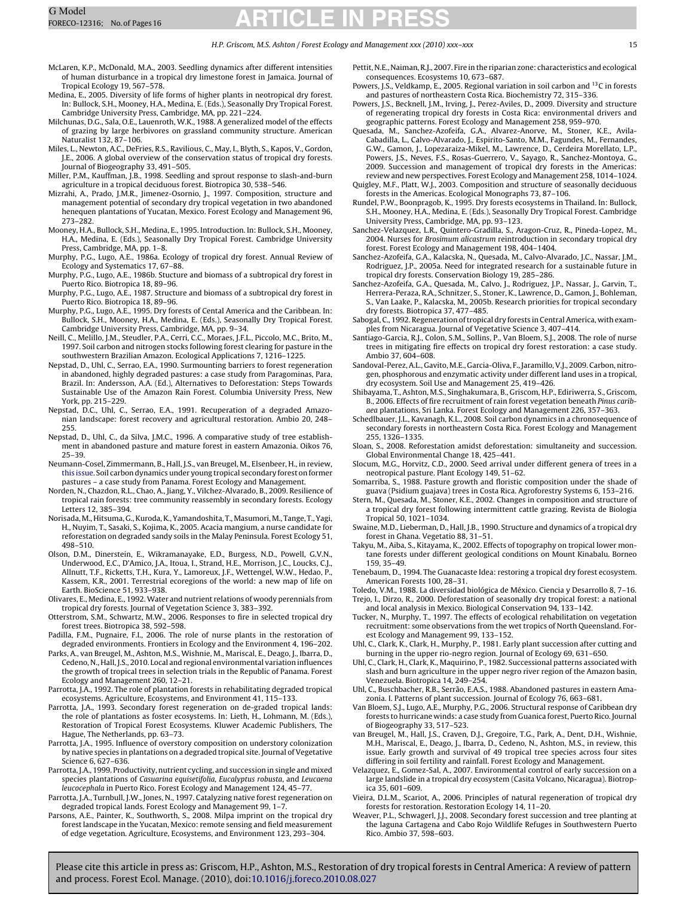McLaren, K.P., McDonald, M.A., 2003. Seedling dynamics after different intensities of human disturbance in a tropical dry limestone forest in Jamaica. Journal of Tropical Ecology 19, 567–578.

Medina, E., 2005. Diversity of life forms of higher plants in neotropical dry forest. In: Bullock, S.H., Mooney, H.A., Medina, E. (Eds.), Seasonally Dry Tropical Forest. Cambridge University Press, Cambridge, MA, pp. 221–224.

Milchunas, D.G., Sala, O.E., Lauenroth, W.K., 1988. A generalized model of the effects of grazing by large herbivores on grassland community structure. American Naturalist 132, 87–106.

Miles, L., Newton, A.C., DeFries, R.S., Ravilious, C., May, I., Blyth, S., Kapos, V., Gordon, J.E., 2006. A global overview of the conservation status of tropical dry forests. Journal of Biogeography 33, 491–505.

Miller, P.M., Kauffman, J.B., 1998. Seedling and sprout response to slash-and-burn agriculture in a tropical deciduous forest. Biotropica 30, 538–546.

Mizrahi, A., Prado, J.M.R., Jimenez-Osornio, J., 1997. Composition, structure and management potential of secondary dry tropical vegetation in two abandoned henequen plantations of Yucatan, Mexico. Forest Ecology and Management 96, 273–282.

Mooney, H.A., Bullock, S.H., Medina, E., 1995. Introduction. In: Bullock, S.H., Mooney, H.A., Medina, E. (Eds.), Seasonally Dry Tropical Forest. Cambridge University Press, Cambridge, MA, pp. 1–8.

Murphy, P.G., Lugo, A.E., 1986a. Ecology of tropical dry forest. Annual Review of Ecology and Systematics 17, 67–88.

Murphy, P.G., Lugo, A.E., 1986b. Stucture and biomass of a subtropical dry forest in Puerto Rico. Biotropica 18, 89–96.

Murphy, P.G., Lugo, A.E., 1987. Structure and biomass of a subtropical dry forest in Puerto Rico. Biotropica 18, 89–96.

Murphy, P.G., Lugo, A.E., 1995. Dry forests of Cental America and the Caribbean. In: Bullock, S.H., Mooney, H.A., Medina, E. (Eds.), Seasonally Dry Tropical Forest. Cambridge University Press, Cambridge, MA, pp. 9–34.

Neill, C., Melillo, J.M., Steudler, P.A., Cerri, C.C., Moraes, J.F.L., Piccolo, M.C., Brito, M., 1997. Soil carbon and nitrogen stocks following forest clearing for pasture in the southwestern Brazilian Amazon. Ecological Applications 7, 1216–1225.

Nepstad, D., Uhl, C., Serrao, E.A., 1990. Surmounting barriers to forest regeneration in abandoned, highly degraded pastures: a case study from Paragominas, Para, Brazil. In: Andersson, A.A. (Ed.), Alternatives to Deforestation: Steps Towards Sustainable Use of the Amazon Rain Forest. Columbia University Press, New York, pp. 215–229.

Nepstad, D.C., Uhl, C., Serrao, E.A., 1991. Recuperation of a degraded Amazonian landscape: forest recovery and agricultural restoration. Ambio 20, 248–255.

Nepstad, D., Uhl, C., da Silva, J.M.C., 1996. A comparative study of tree establishment in abandoned pasture and mature forest in eastern Amazonia. Oikos 76, 25–39.

Neumann-Cosel, Zimmermann, B., Hall, J.S., van Breugel, M., Elsenbeer, H., in review, this issue. Soil carbon dynamics under young tropical secondary forest on former pastures – a case study from Panama. Forest Ecology and Management.

Norden, N., Chazdon, R.L., Chao, A., Jiang, Y., Vilchez-Alvarado, B., 2009. Resilience of tropical rain forests: tree community reassembly in secondary forests. Ecology Letters 12, 385–394.

Norisada, M., Hitsuma, G., Kuroda, K., Yamandoshita, T., Masumori, M., Tange, T., Yagi, H., Nuyim, T., Sasaki, S., Kojima, K., 2005. Acacia mangium, a nurse candidate for reforestation on degraded sandy soils in the Malay Peninsula. Forest Ecology 51, 498–510.

Olson, D.M., Dinerstein, E., Wikramanayake, E.D., Burgess, N.D., Powell, G.V.N., Underwood, E.C., D'Amico, J.A., Itoua, I., Strand, H.E., Morrison, J.C., Loucks, C.J., Allnutt, T.F., Ricketts, T.H., Kura, Y., Lamoreux, J.F., Wettengel, W.W., Hedao, P., Kassem, K.R., 2001. Terrestrial ecoregions of the world: a new map of life on Earth. BioScience 51, 933–938.

Olivares, E., Medina, E., 1992. Water and nutrient relations of woody perennials from tropical dry forests. Journal of Vegetation Science 3, 383–392.

Otterstrom, S.M., Schwartz, M.W., 2006. Responses to fire in selected tropical dry forest trees. Biotropica 38, 592–598.

Padilla, F.M., Pugnaire, F.I., 2006. The role of nurse plants in the restoration of degraded environments. Frontiers in Ecology and the Environment 4, 196–202.

Parks, A., van Breugel, M., Ashton, M.S., Wishnie, M., Mariscal, E., Deago, J., Ibarra, D., Cedeno, N., Hall, J.S., 2010. Local and regional environmental variation influences the growth of tropical trees in selection trials in the Republic of Panama. Forest Ecology and Management 260, 12–21.

Parrotta, J.A., 1992. The role of plantation forests in rehabilitating degraded tropical ecosystems. Agriculture, Ecosystems, and Environment 41, 115–133.

Parrotta, J.A., 1993. Secondary forest regeneration on de-graded tropical lands: the role of plantations as foster ecosystems. In: Lieth, H., Lohmann, M. (Eds.), Restoration of Tropical Forest Ecosystems. Kluwer Academic Publishers, The Hague, The Netherlands, pp. 63–73.

Parrotta, J.A., 1995. Influence of overstory composition on understory colonization by native species in plantations on a degraded tropical site. Journal of Vegetative Science 6, 627–636.

Parrotta, J.A., 1999. Productivity, nutrient cycling, and succession in single and mixed species plantations of *Casuarina equisetifolia*, *Eucalyptus robusta*, and *Leucaena leucocephala* in Puerto Rico. Forest Ecology and Management 124, 45–77.

Parrotta, J.A., Turnbull, J.W., Jones, N., 1997. Catalyzing native forest regeneration on degraded tropical lands. Forest Ecology and Management 99, 1–7.

Parsons, A.E., Painter, K., Southworth, S., 2008. Milpa imprint on the tropical dry forest landscape in the Yucatan, Mexico: remote sensing and field measurement of edge vegetation. Agriculture, Ecosystems, and Environment 123, 293–304.

Pettit, N.E., Naiman, R.J., 2007. Fire in the riparian zone: characteristics and ecological consequences. Ecosystems 10, 673–687.

Powers, J.S., Veldkamp, E., 2005. Regional variation in soil carbon and $^{13}$C in forests and pastures of northeastern Costa Rica. Biochemistry 72, 315–336.

Powers, J.S., Becknell, J.M., Irving, J., Perez-Aviles, D., 2009. Diversity and structure of regenerating tropical dry forests in Costa Rica: environmental drivers and geographic patterns. Forest Ecology and Management 258, 959–970.

Quesada, M., Sanchez-Azofeifa, G.A., Alvarez-Anorve, M., Stoner, K.E., Avila-Cabadilla, L., Calvo-Alvarado, J., Espirito-Santo, M.M., Fagundes, M., Fernandes, G.W., Gamon, J., Lopezaraiza-Mikel, M., Lawrence, D., Cerdeira Morellato, L.P., Powers, J.S., Neves, F.S., Rosas-Guerrero, V., Sayago, R., Sanchez-Montoya, G., 2009. Succession and management of tropical dry forests in the Americas: review and new perspectives. Forest Ecology and Management 258, 1014–1024.

Quigley, M.F., Platt, W.J., 2003. Composition and structure of seasonally deciduous forests in the Americas. Ecological Monographs 73, 87–106.

Rundel, P.W., Boonpragob, K., 1995. Dry forests ecosystems in Thailand. In: Bullock, S.H., Mooney, H.A., Medina, E. (Eds.), Seasonally Dry Tropical Forest. Cambridge University Press, Cambridge, MA, pp. 93–123.

Sanchez-Velazquez, L.R., Quintero-Gradilla, S., Aragon-Cruz, R., Pineda-Lopez, M., 2004. Nurses for *Brosimum alicastrum* reintroduction in secondary tropical dry forest. Forest Ecology and Management 198, 404–1404.

Sanchez-Azofeifa, G.A., Kalacska, N., Quesada, M., Calvo-Alvarado, J.C., Nassar, J.M., Rodriguez, J.P., 2005a. Need for integrated research for a sustainable future in tropical dry forests. Conservation Biology 19, 285–286.

Sanchez-Azofeifa, G.A., Quesada, M., Calvo, J., Rodriguez, J.P., Nassar, J., Garvin, T., Herrera-Peraza, R.A., Schnitzer, S., Stoner, K., Lawrence, D., Gamon, J., Bohleman, S., Van Laake, P., Kalacska, M., 2005b. Research priorities for tropical secondary dry forests. Biotropica 37, 477–485.

Sabogal, C., 1992. Regeneration of tropical dry forests in Central America, with examples from Nicaragua. Journal of Vegetative Science 3, 407–414.

Santiago-Garcia, R.J., Colon, S.M., Sollins, P., Van Bloem, S.J., 2008. The role of nurse trees in mitigating fire effects on tropical dry forest restoration: a case study. Ambio 37, 604–608.

Sandoval-Perez, A.L., Gavito, M.E., Garcia-Oliva, F., Jaramillo, V.J., 2009. Carbon, nitrogen, phosphorous and enzymatic activity under different land uses in a tropical, dry ecosystem. Soil Use and Management 25, 419–426.

Shibayama, T., Ashton, M.S., Singhakumara, B., Griscom, H.P., Ediriwerra, S., Griscom, B., 2006. Effects of fire recruitment of rain forest vegetation beneath *Pinus caribaea* plantations, Sri Lanka. Forest Ecology and Management 226, 357–363.

Schedlbauer, J.L., Kavanagh, K.L., 2008. Soil carbon dynamics in a chronosequence of secondary forests in northeastern Costa Rica. Forest Ecology and Management 255, 1326–1335.

Sloan, S., 2008. Reforestation amidst deforestation: simultaneity and succession. Global Environmental Change 18, 425–441.

Slocum, M.G., Horvitz, C.D., 2000. Seed arrival under different genera of trees in a neotropical pasture. Plant Ecology 149, 51–62.

Somarriba, S., 1988. Pasture growth and floristic composition under the shade of guava (Psidium guajava) trees in Costa Rica. Agroforestry Systems 6, 153–216.

Stern, M., Quesada, M., Stoner, K.E., 2002. Changes in composition and structure of a tropical dry forest following intermittent cattle grazing. Revista de Biologia Tropical 50, 1021–1034.

Swaine, M.D., Lieberman, D., Hall, J.B., 1990. Structure and dynamics of a tropical dry forest in Ghana. Vegetatio 88, 31–51.

Takyu, M., Aiba, S., Kitayama, K., 2002. Effects of topography on tropical lower montane forests under different geological conditions on Mount Kinabalu. Borneo 159, 35–49.

Tenebaum, D., 1994. The Guanacaste Idea: restoring a tropical dry forest ecosystem. American Forests 100, 28–31.

Toledo, V.M., 1988. La diversidad biológica de México. Ciencia y Desarrollo 8, 7–16.

Trejo, I., Dirzo, R., 2000. Deforestation of seasonally dry tropical forest: a national and local analysis in Mexico. Biological Conservation 94, 133–142.

Tucker, N., Murphy, T., 1997. The effects of ecological rehabilitation on vegetation recruitment: some observations from the wet tropics of North Queensland. Forest Ecology and Management 99, 133–152.

Uhl, C., Clark, K., Clark, H., Murphy, P., 1981. Early plant succession after cutting and burning in the upper rio-negro region. Journal of Ecology 69, 631–650.

Uhl, C., Clark, H., Clark, K., Maquirino, P., 1982. Successional patterns associated with slash and burn agriculture in the upper negro river region of the Amazon basin, Venezuela. Biotropica 14, 249–254.

Uhl, C., Buschbacher, R.B., Serrão, E.A.S., 1988. Abandoned pastures in eastern Amazonia. I. Patterns of plant succession. Journal of Ecology 76, 663–681.

Van Bloem, S.J., Lugo, A.E., Murphy, P.G., 2006. Structural response of Caribbean dry forests to hurricane winds: a case study from Guanica forest, Puerto Rico. Journal of Biogeography 33, 517–523.

van Breugel, M., Hall, J.S., Craven, D.J., Gregoire, T.G., Park, A., Dent, D.H., Wishnie, M.H., Mariscal, E., Deago, J., Ibarra, D., Cedeno, N., Ashton, M.S., in review, this issue. Early growth and survival of 49 tropical tree species across four sites differing in soil fertility and rainfall. Forest Ecology and Management.

Velazquez, E., Gomez-Sal, A., 2007. Environmental control of early succession on a large landslide in a tropical dry ecosystem (Casita Volcano, Nicaragua). Biotropica 35, 601–609.

Vieira, D.L.M., Scariot, A., 2006. Principles of natural regeneration of tropical dry forests for restoration. Restoration Ecology 14, 11–20.

Weaver, P.L., Schwagerl, J.J., 2008. Secondary forest succession and tree planting at the laguna Cartagena and Cabo Rojo Wildlife Refuges in Southwestern Puerto Rico. Ambio 37, 598–603.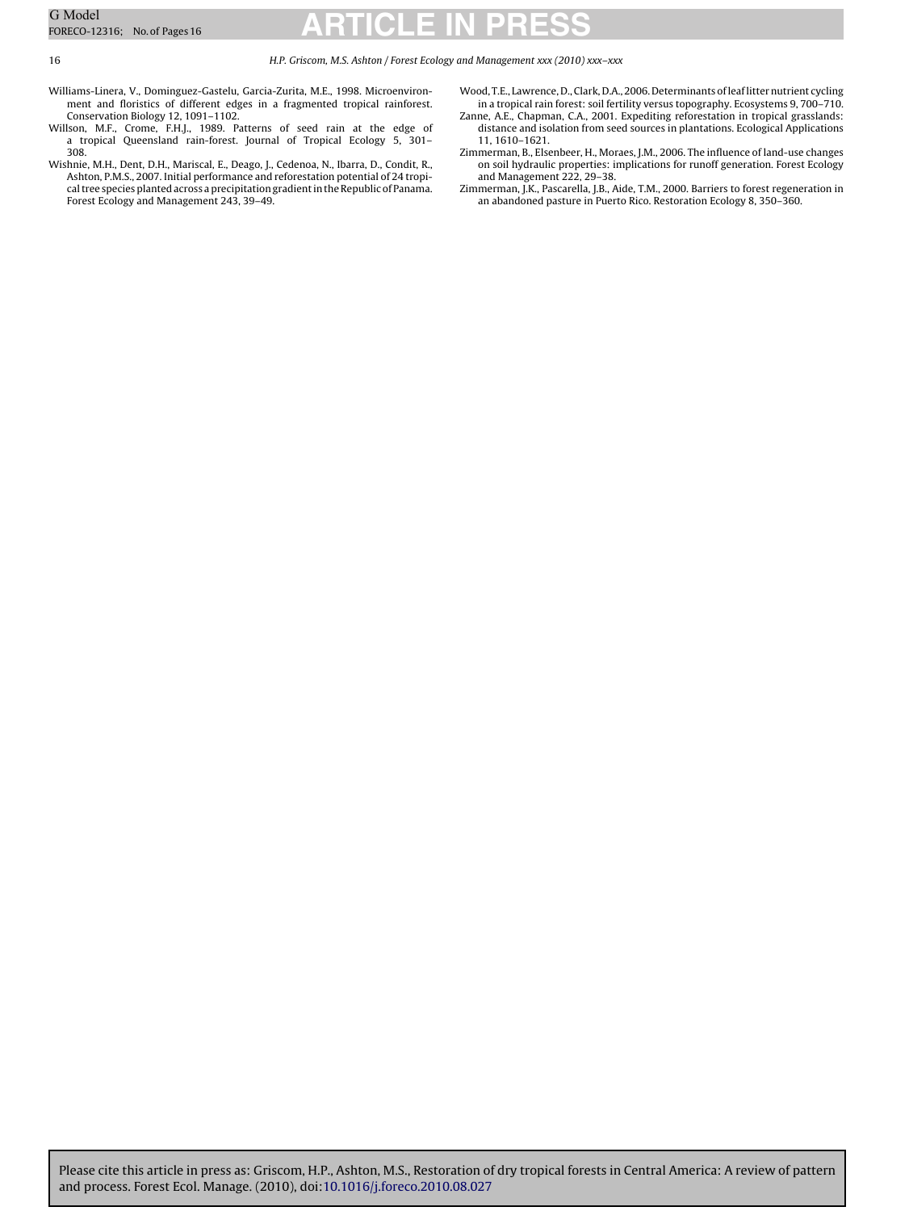Williams-Linera, V., Dominguez-Gastelu, Garcia-Zurita, M.E., 1998. Microenvironment and floristics of different edges in a fragmented tropical rainforest. Conservation Biology 12, 1091–1102.

Willson, M.F., Crome, F.H.J., 1989. Patterns of seed rain at the edge of a tropical Queensland rain-forest. Journal of Tropical Ecology 5, 301–308.

Wishnie, M.H., Dent, D.H., Mariscal, E., Deago, J., Cedenoa, N., Ibarra, D., Condit, R., Ashton, P.M.S., 2007. Initial performance and reforestation potential of 24 tropical tree species planted across a precipitation gradient in the Republic of Panama. Forest Ecology and Management 243, 39–49.

Wood, T.E., Lawrence, D., Clark, D.A., 2006. Determinants of leaf litter nutrient cycling in a tropical rain forest: soil fertility versus topography. Ecosystems 9, 700–710.

Zanne, A.E., Chapman, C.A., 2001. Expediting reforestation in tropical grasslands: distance and isolation from seed sources in plantations. Ecological Applications 11, 1610–1621.

Zimmerman, B., Elsenbeer, H., Moraes, J.M., 2006. The influence of land-use changes on soil hydraulic properties: implications for runoff generation. Forest Ecology and Management 222, 29–38.

Zimmerman, J.K., Pascarella, J.B., Aide, T.M., 2000. Barriers to forest regeneration in an abandoned pasture in Puerto Rico. Restoration Ecology 8, 350–360.

Please cite this article in press as: Griscom, H.P., Ashton, M.S., Restoration of dry tropical forests in Central America: A review of pattern and process. Forest Ecol. Manage. (2010), doi:10.1016/j.foreco.2010.08.027